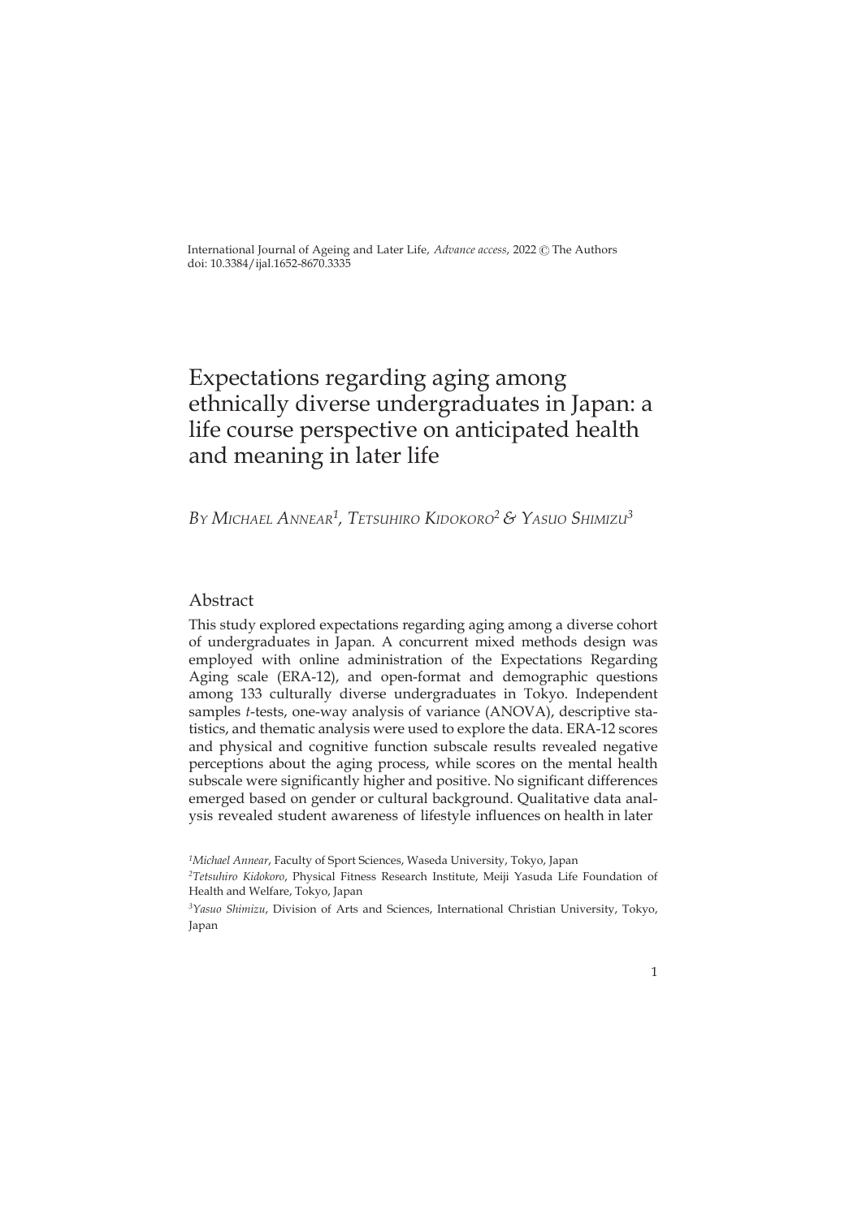International Journal of Ageing and Later Life, *Advance access*, 2022 © The Authors
doi: 10.3384/ijal.1652-8670.3335

# Expectations regarding aging among ethnically diverse undergraduates in Japan: a life course perspective on anticipated health and meaning in later life

*By Michael Annear[1], Tetsuhiro Kidokoro[2] & Yasuo Shimizu[3]*

## Abstract

This study explored expectations regarding aging among a diverse cohort of undergraduates in Japan. A concurrent mixed methods design was employed with online administration of the Expectations Regarding Aging scale (ERA-12), and open-format and demographic questions among 133 culturally diverse undergraduates in Tokyo. Independent samples *t*-tests, one-way analysis of variance (ANOVA), descriptive statistics, and thematic analysis were used to explore the data. ERA-12 scores and physical and cognitive function subscale results revealed negative perceptions about the aging process, while scores on the mental health subscale were significantly higher and positive. No significant differences emerged based on gender or cultural background. Qualitative data analysis revealed student awareness of lifestyle influences on health in later

[1]*Michael Annear*, Faculty of Sport Sciences, Waseda University, Tokyo, Japan

[2]*Tetsuhiro Kidokoro*, Physical Fitness Research Institute, Meiji Yasuda Life Foundation of Health and Welfare, Tokyo, Japan

[3]*Yasuo Shimizu*, Division of Arts and Sciences, International Christian University, Tokyo, Japan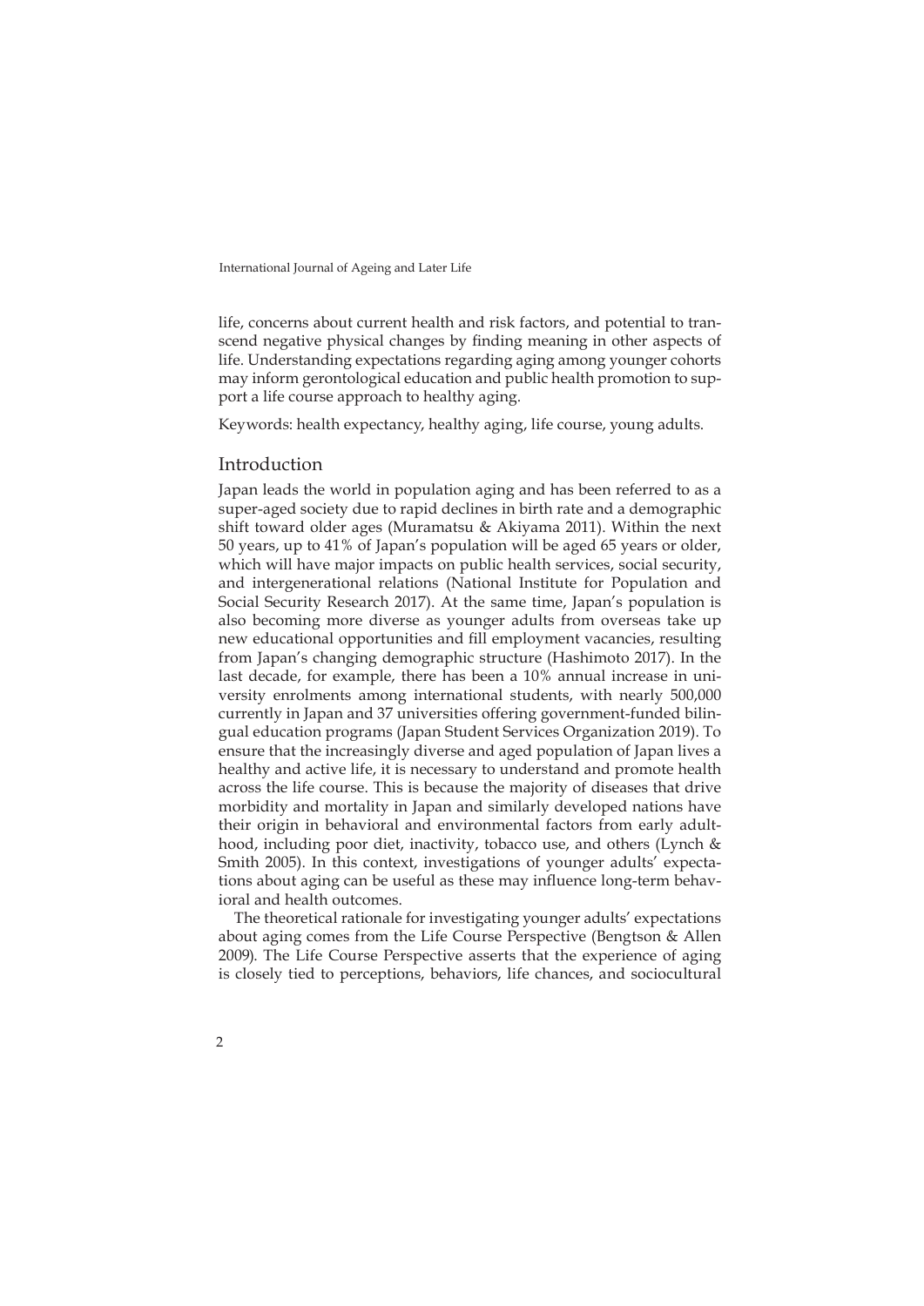life, concerns about current health and risk factors, and potential to transcend negative physical changes by finding meaning in other aspects of life. Understanding expectations regarding aging among younger cohorts may inform gerontological education and public health promotion to support a life course approach to healthy aging.

Keywords: health expectancy, healthy aging, life course, young adults.

## Introduction

Japan leads the world in population aging and has been referred to as a super-aged society due to rapid declines in birth rate and a demographic shift toward older ages (Muramatsu & Akiyama 2011). Within the next 50 years, up to 41% of Japan's population will be aged 65 years or older, which will have major impacts on public health services, social security, and intergenerational relations (National Institute for Population and Social Security Research 2017). At the same time, Japan's population is also becoming more diverse as younger adults from overseas take up new educational opportunities and fill employment vacancies, resulting from Japan's changing demographic structure (Hashimoto 2017). In the last decade, for example, there has been a 10% annual increase in university enrolments among international students, with nearly 500,000 currently in Japan and 37 universities offering government-funded bilingual education programs (Japan Student Services Organization 2019). To ensure that the increasingly diverse and aged population of Japan lives a healthy and active life, it is necessary to understand and promote health across the life course. This is because the majority of diseases that drive morbidity and mortality in Japan and similarly developed nations have their origin in behavioral and environmental factors from early adulthood, including poor diet, inactivity, tobacco use, and others (Lynch & Smith 2005). In this context, investigations of younger adults' expectations about aging can be useful as these may influence long-term behavioral and health outcomes.

The theoretical rationale for investigating younger adults' expectations about aging comes from the Life Course Perspective (Bengtson & Allen 2009). The Life Course Perspective asserts that the experience of aging is closely tied to perceptions, behaviors, life chances, and sociocultural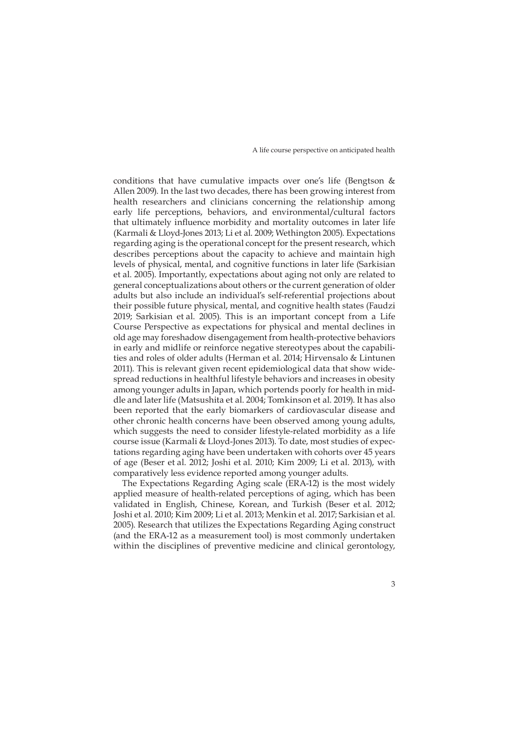conditions that have cumulative impacts over one's life (Bengtson & Allen 2009). In the last two decades, there has been growing interest from health researchers and clinicians concerning the relationship among early life perceptions, behaviors, and environmental/cultural factors that ultimately influence morbidity and mortality outcomes in later life (Karmali & Lloyd-Jones 2013; Li et al. 2009; Wethington 2005). Expectations regarding aging is the operational concept for the present research, which describes perceptions about the capacity to achieve and maintain high levels of physical, mental, and cognitive functions in later life (Sarkisian et al. 2005). Importantly, expectations about aging not only are related to general conceptualizations about others or the current generation of older adults but also include an individual's self-referential projections about their possible future physical, mental, and cognitive health states (Faudzi 2019; Sarkisian et al. 2005). This is an important concept from a Life Course Perspective as expectations for physical and mental declines in old age may foreshadow disengagement from health-protective behaviors in early and midlife or reinforce negative stereotypes about the capabilities and roles of older adults (Herman et al. 2014; Hirvensalo & Lintunen 2011). This is relevant given recent epidemiological data that show widespread reductions in healthful lifestyle behaviors and increases in obesity among younger adults in Japan, which portends poorly for health in middle and later life (Matsushita et al. 2004; Tomkinson et al. 2019). It has also been reported that the early biomarkers of cardiovascular disease and other chronic health concerns have been observed among young adults, which suggests the need to consider lifestyle-related morbidity as a life course issue (Karmali & Lloyd-Jones 2013). To date, most studies of expectations regarding aging have been undertaken with cohorts over 45 years of age (Beser et al. 2012; Joshi et al. 2010; Kim 2009; Li et al. 2013), with comparatively less evidence reported among younger adults.

The Expectations Regarding Aging scale (ERA-12) is the most widely applied measure of health-related perceptions of aging, which has been validated in English, Chinese, Korean, and Turkish (Beser et al. 2012; Joshi et al. 2010; Kim 2009; Li et al. 2013; Menkin et al. 2017; Sarkisian et al. 2005). Research that utilizes the Expectations Regarding Aging construct (and the ERA-12 as a measurement tool) is most commonly undertaken within the disciplines of preventive medicine and clinical gerontology,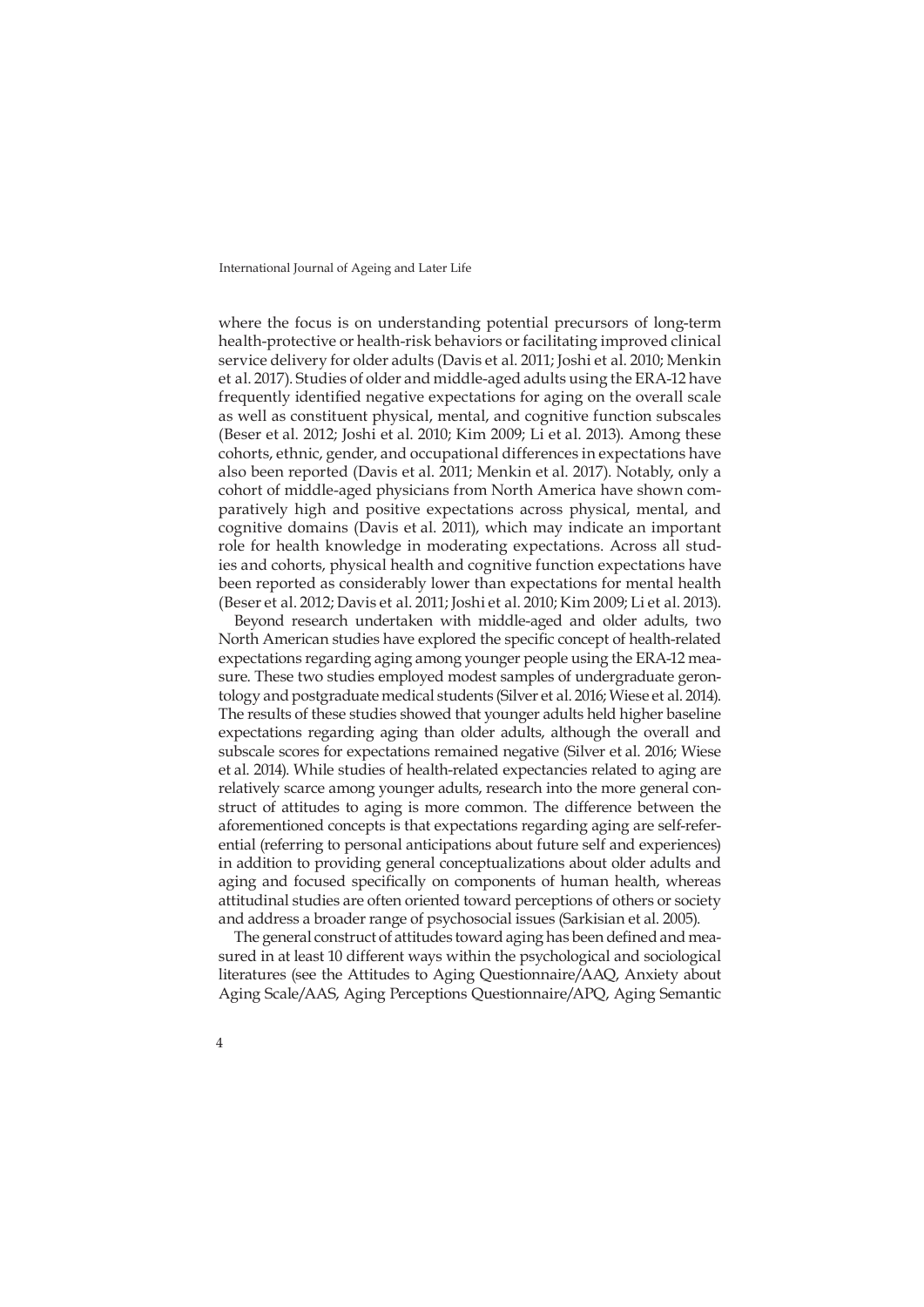where the focus is on understanding potential precursors of long-term health-protective or health-risk behaviors or facilitating improved clinical service delivery for older adults (Davis et al. 2011; Joshi et al. 2010; Menkin et al. 2017). Studies of older and middle-aged adults using the ERA-12 have frequently identified negative expectations for aging on the overall scale as well as constituent physical, mental, and cognitive function subscales (Beser et al. 2012; Joshi et al. 2010; Kim 2009; Li et al. 2013). Among these cohorts, ethnic, gender, and occupational differences in expectations have also been reported (Davis et al. 2011; Menkin et al. 2017). Notably, only a cohort of middle-aged physicians from North America have shown comparatively high and positive expectations across physical, mental, and cognitive domains (Davis et al. 2011), which may indicate an important role for health knowledge in moderating expectations. Across all studies and cohorts, physical health and cognitive function expectations have been reported as considerably lower than expectations for mental health (Beser et al. 2012; Davis et al. 2011; Joshi et al. 2010; Kim 2009; Li et al. 2013).

Beyond research undertaken with middle-aged and older adults, two North American studies have explored the specific concept of health-related expectations regarding aging among younger people using the ERA-12 measure. These two studies employed modest samples of undergraduate gerontology and postgraduate medical students (Silver et al. 2016; Wiese et al. 2014). The results of these studies showed that younger adults held higher baseline expectations regarding aging than older adults, although the overall and subscale scores for expectations remained negative (Silver et al. 2016; Wiese et al. 2014). While studies of health-related expectancies related to aging are relatively scarce among younger adults, research into the more general construct of attitudes to aging is more common. The difference between the aforementioned concepts is that expectations regarding aging are self-referential (referring to personal anticipations about future self and experiences) in addition to providing general conceptualizations about older adults and aging and focused specifically on components of human health, whereas attitudinal studies are often oriented toward perceptions of others or society and address a broader range of psychosocial issues (Sarkisian et al. 2005).

The general construct of attitudes toward aging has been defined and measured in at least 10 different ways within the psychological and sociological literatures (see the Attitudes to Aging Questionnaire/AAQ, Anxiety about Aging Scale/AAS, Aging Perceptions Questionnaire/APQ, Aging Semantic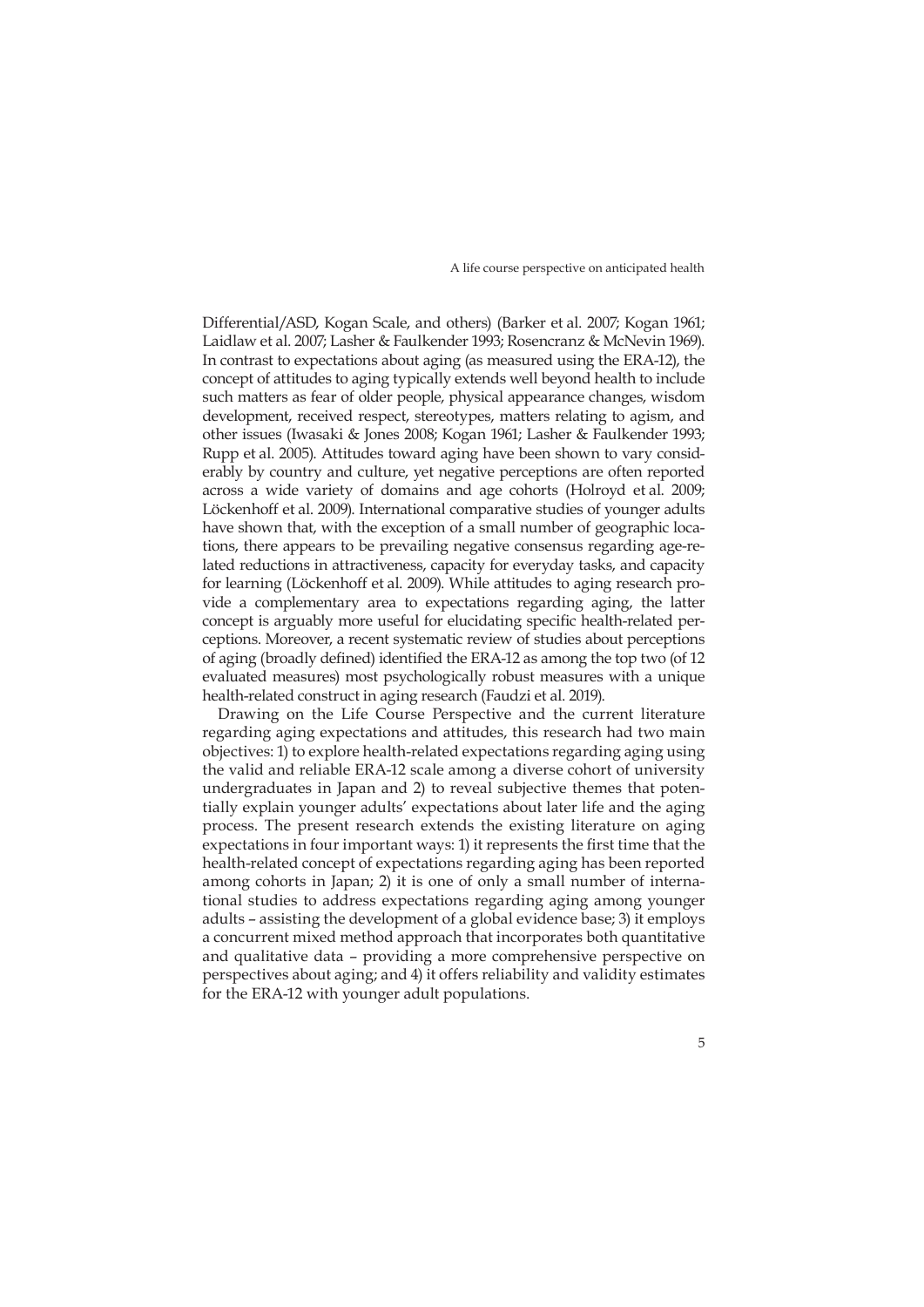Differential/ASD, Kogan Scale, and others) (Barker et al. 2007; Kogan 1961; Laidlaw et al. 2007; Lasher & Faulkender 1993; Rosencranz & McNevin 1969). In contrast to expectations about aging (as measured using the ERA-12), the concept of attitudes to aging typically extends well beyond health to include such matters as fear of older people, physical appearance changes, wisdom development, received respect, stereotypes, matters relating to agism, and other issues (Iwasaki & Jones 2008; Kogan 1961; Lasher & Faulkender 1993; Rupp et al. 2005). Attitudes toward aging have been shown to vary considerably by country and culture, yet negative perceptions are often reported across a wide variety of domains and age cohorts (Holroyd et al. 2009; Löckenhoff et al. 2009). International comparative studies of younger adults have shown that, with the exception of a small number of geographic locations, there appears to be prevailing negative consensus regarding age-related reductions in attractiveness, capacity for everyday tasks, and capacity for learning (Löckenhoff et al. 2009). While attitudes to aging research provide a complementary area to expectations regarding aging, the latter concept is arguably more useful for elucidating specific health-related perceptions. Moreover, a recent systematic review of studies about perceptions of aging (broadly defined) identified the ERA-12 as among the top two (of 12 evaluated measures) most psychologically robust measures with a unique health-related construct in aging research (Faudzi et al. 2019).

Drawing on the Life Course Perspective and the current literature regarding aging expectations and attitudes, this research had two main objectives: 1) to explore health-related expectations regarding aging using the valid and reliable ERA-12 scale among a diverse cohort of university undergraduates in Japan and 2) to reveal subjective themes that potentially explain younger adults' expectations about later life and the aging process. The present research extends the existing literature on aging expectations in four important ways: 1) it represents the first time that the health-related concept of expectations regarding aging has been reported among cohorts in Japan; 2) it is one of only a small number of international studies to address expectations regarding aging among younger adults – assisting the development of a global evidence base; 3) it employs a concurrent mixed method approach that incorporates both quantitative and qualitative data – providing a more comprehensive perspective on perspectives about aging; and 4) it offers reliability and validity estimates for the ERA-12 with younger adult populations.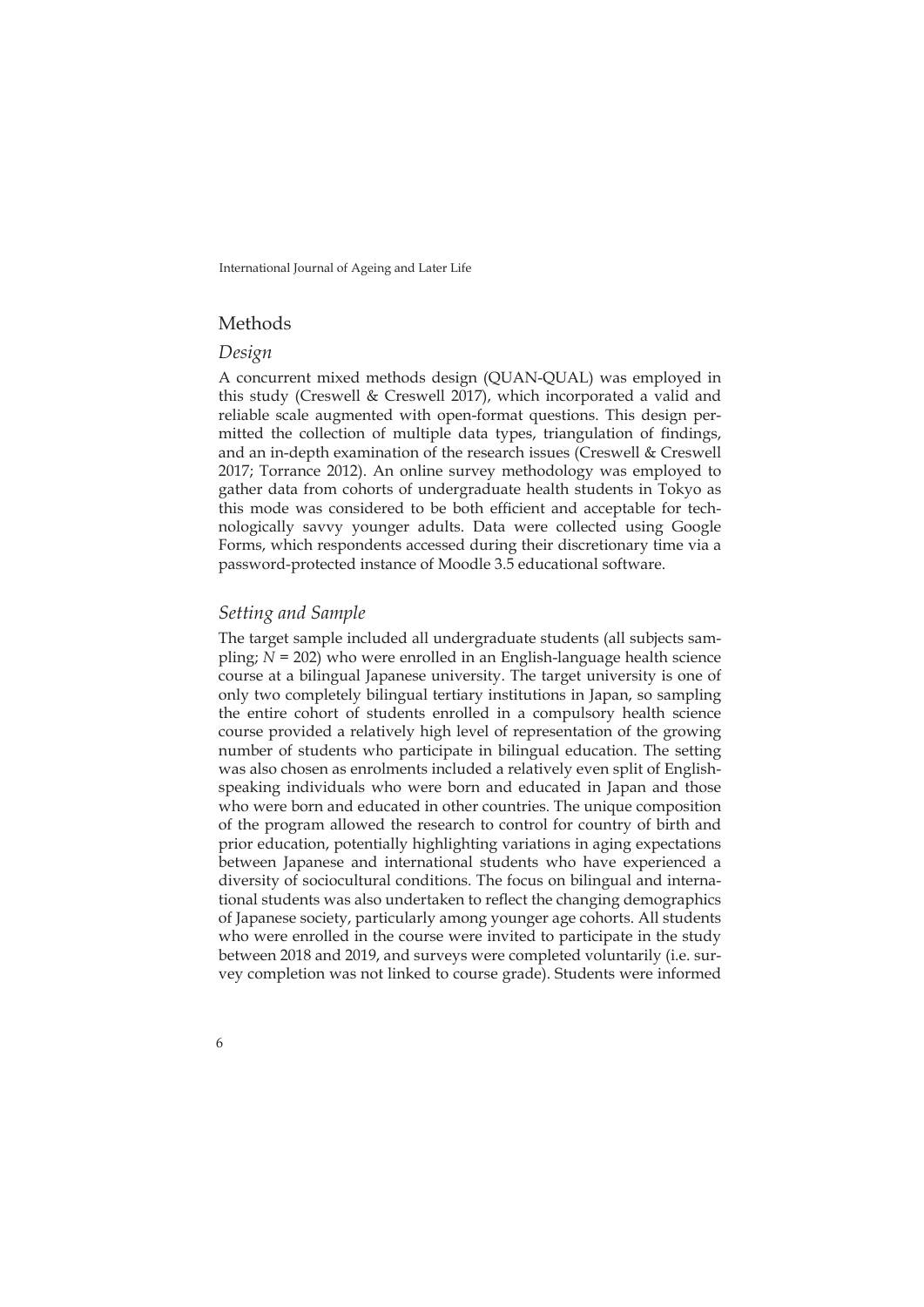## Methods

### *Design*

A concurrent mixed methods design (QUAN-QUAL) was employed in this study (Creswell & Creswell 2017), which incorporated a valid and reliable scale augmented with open-format questions. This design permitted the collection of multiple data types, triangulation of findings, and an in-depth examination of the research issues (Creswell & Creswell 2017; Torrance 2012). An online survey methodology was employed to gather data from cohorts of undergraduate health students in Tokyo as this mode was considered to be both efficient and acceptable for technologically savvy younger adults. Data were collected using Google Forms, which respondents accessed during their discretionary time via a password-protected instance of Moodle 3.5 educational software.

### *Setting and Sample*

The target sample included all undergraduate students (all subjects sampling; $N = 202$) who were enrolled in an English-language health science course at a bilingual Japanese university. The target university is one of only two completely bilingual tertiary institutions in Japan, so sampling the entire cohort of students enrolled in a compulsory health science course provided a relatively high level of representation of the growing number of students who participate in bilingual education. The setting was also chosen as enrolments included a relatively even split of English-speaking individuals who were born and educated in Japan and those who were born and educated in other countries. The unique composition of the program allowed the research to control for country of birth and prior education, potentially highlighting variations in aging expectations between Japanese and international students who have experienced a diversity of sociocultural conditions. The focus on bilingual and international students was also undertaken to reflect the changing demographics of Japanese society, particularly among younger age cohorts. All students who were enrolled in the course were invited to participate in the study between 2018 and 2019, and surveys were completed voluntarily (i.e. survey completion was not linked to course grade). Students were informed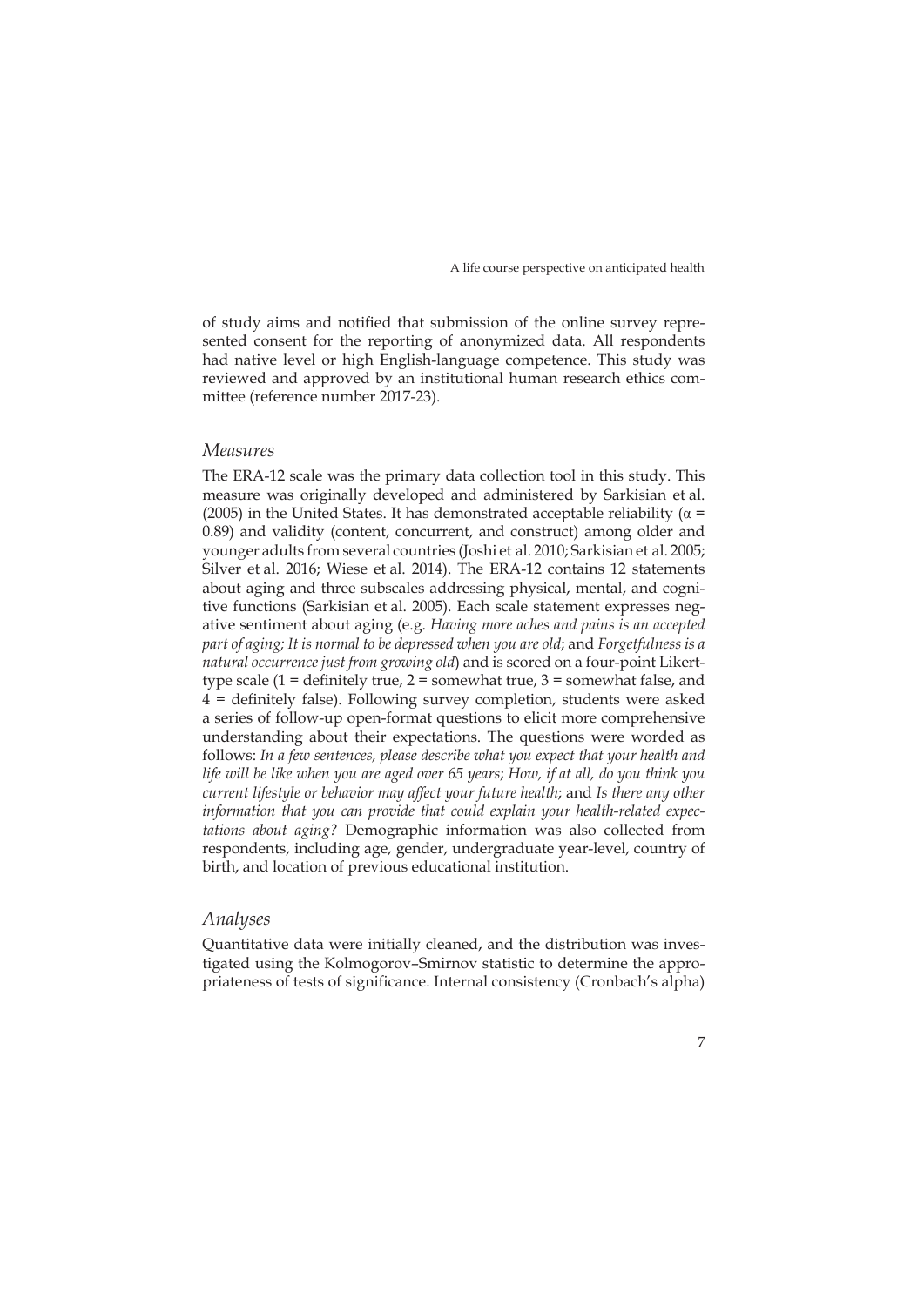of study aims and notified that submission of the online survey represented consent for the reporting of anonymized data. All respondents had native level or high English-language competence. This study was reviewed and approved by an institutional human research ethics committee (reference number 2017-23).

### *Measures*

The ERA-12 scale was the primary data collection tool in this study. This measure was originally developed and administered by Sarkisian et al. (2005) in the United States. It has demonstrated acceptable reliability ($\alpha$ = 0.89) and validity (content, concurrent, and construct) among older and younger adults from several countries (Joshi et al. 2010; Sarkisian et al. 2005; Silver et al. 2016; Wiese et al. 2014). The ERA-12 contains 12 statements about aging and three subscales addressing physical, mental, and cognitive functions (Sarkisian et al. 2005). Each scale statement expresses negative sentiment about aging (e.g. *Having more aches and pains is an accepted part of aging; It is normal to be depressed when you are old*; and *Forgetfulness is a natural occurrence just from growing old*) and is scored on a four-point Likert-type scale (1 = definitely true, 2 = somewhat true, 3 = somewhat false, and 4 = definitely false). Following survey completion, students were asked a series of follow-up open-format questions to elicit more comprehensive understanding about their expectations. The questions were worded as follows: *In a few sentences, please describe what you expect that your health and life will be like when you are aged over 65 years*; *How, if at all, do you think you current lifestyle or behavior may affect your future health*; and *Is there any other information that you can provide that could explain your health-related expectations about aging?* Demographic information was also collected from respondents, including age, gender, undergraduate year-level, country of birth, and location of previous educational institution.

### *Analyses*

Quantitative data were initially cleaned, and the distribution was investigated using the Kolmogorov–Smirnov statistic to determine the appropriateness of tests of significance. Internal consistency (Cronbach's alpha)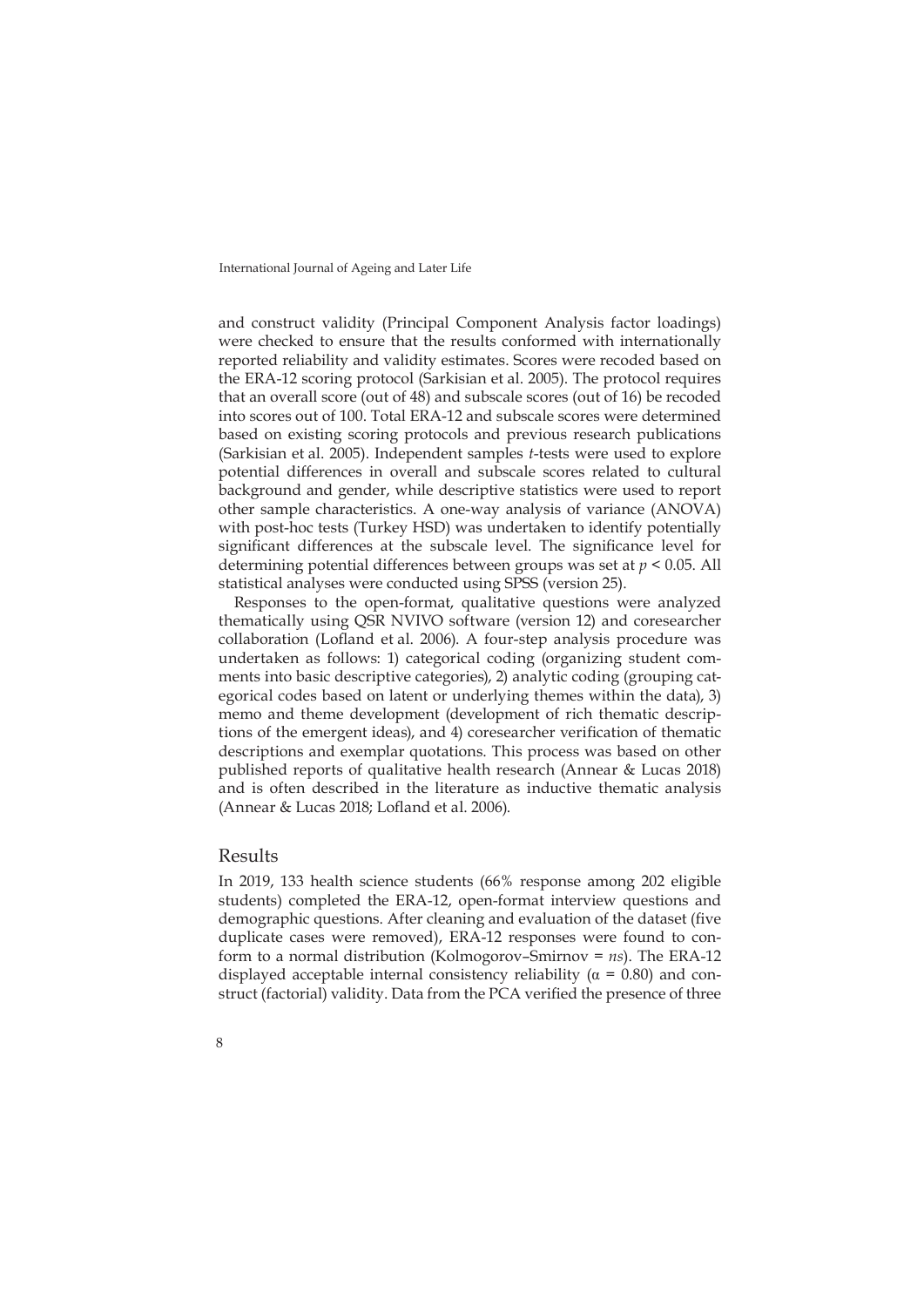and construct validity (Principal Component Analysis factor loadings) were checked to ensure that the results conformed with internationally reported reliability and validity estimates. Scores were recoded based on the ERA-12 scoring protocol (Sarkisian et al. 2005). The protocol requires that an overall score (out of 48) and subscale scores (out of 16) be recoded into scores out of 100. Total ERA-12 and subscale scores were determined based on existing scoring protocols and previous research publications (Sarkisian et al. 2005). Independent samples *t*-tests were used to explore potential differences in overall and subscale scores related to cultural background and gender, while descriptive statistics were used to report other sample characteristics. A one-way analysis of variance (ANOVA) with post-hoc tests (Turkey HSD) was undertaken to identify potentially significant differences at the subscale level. The significance level for determining potential differences between groups was set at $p < 0.05$. All statistical analyses were conducted using SPSS (version 25).

Responses to the open-format, qualitative questions were analyzed thematically using QSR NVIVO software (version 12) and coresearcher collaboration (Lofland et al. 2006). A four-step analysis procedure was undertaken as follows: 1) categorical coding (organizing student comments into basic descriptive categories), 2) analytic coding (grouping categorical codes based on latent or underlying themes within the data), 3) memo and theme development (development of rich thematic descriptions of the emergent ideas), and 4) coresearcher verification of thematic descriptions and exemplar quotations. This process was based on other published reports of qualitative health research (Annear & Lucas 2018) and is often described in the literature as inductive thematic analysis (Annear & Lucas 2018; Lofland et al. 2006).

## Results

In 2019, 133 health science students (66% response among 202 eligible students) completed the ERA-12, open-format interview questions and demographic questions. After cleaning and evaluation of the dataset (five duplicate cases were removed), ERA-12 responses were found to conform to a normal distribution (Kolmogorov–Smirnov = *ns*). The ERA-12 displayed acceptable internal consistency reliability ($\alpha = 0.80$) and construct (factorial) validity. Data from the PCA verified the presence of three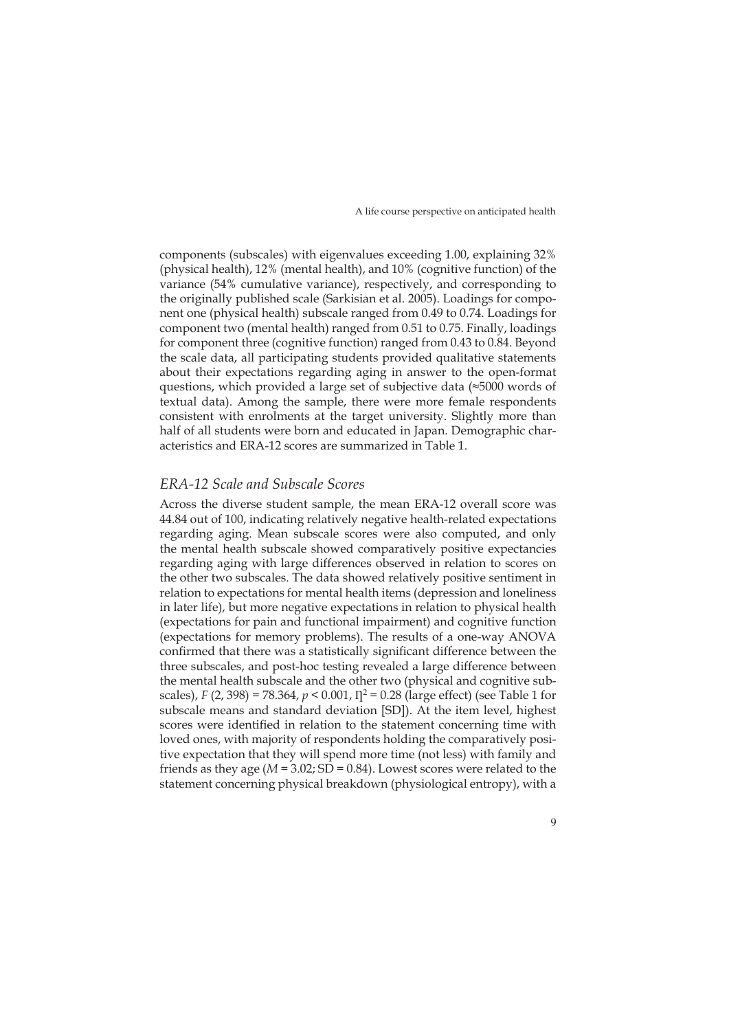components (subscales) with eigenvalues exceeding 1.00, explaining 32% (physical health), 12% (mental health), and 10% (cognitive function) of the variance (54% cumulative variance), respectively, and corresponding to the originally published scale (Sarkisian et al. 2005). Loadings for component one (physical health) subscale ranged from 0.49 to 0.74. Loadings for component two (mental health) ranged from 0.51 to 0.75. Finally, loadings for component three (cognitive function) ranged from 0.43 to 0.84. Beyond the scale data, all participating students provided qualitative statements about their expectations regarding aging in answer to the open-format questions, which provided a large set of subjective data (≈5000 words of textual data). Among the sample, there were more female respondents consistent with enrolments at the target university. Slightly more than half of all students were born and educated in Japan. Demographic characteristics and ERA-12 scores are summarized in Table 1.

## *ERA-12 Scale and Subscale Scores*

Across the diverse student sample, the mean ERA-12 overall score was 44.84 out of 100, indicating relatively negative health-related expectations regarding aging. Mean subscale scores were also computed, and only the mental health subscale showed comparatively positive expectancies regarding aging with large differences observed in relation to scores on the other two subscales. The data showed relatively positive sentiment in relation to expectations for mental health items (depression and loneliness in later life), but more negative expectations in relation to physical health (expectations for pain and functional impairment) and cognitive function (expectations for memory problems). The results of a one-way ANOVA confirmed that there was a statistically significant difference between the three subscales, and post-hoc testing revealed a large difference between the mental health subscale and the other two (physical and cognitive subscales), $F(2, 398) = 78.364$, $p < 0.001$, $\eta^2 = 0.28$ (large effect) (see Table 1 for subscale means and standard deviation [SD]). At the item level, highest scores were identified in relation to the statement concerning time with loved ones, with majority of respondents holding the comparatively positive expectation that they will spend more time (not less) with family and friends as they age ($M = 3.02$; SD = 0.84). Lowest scores were related to the statement concerning physical breakdown (physiological entropy), with a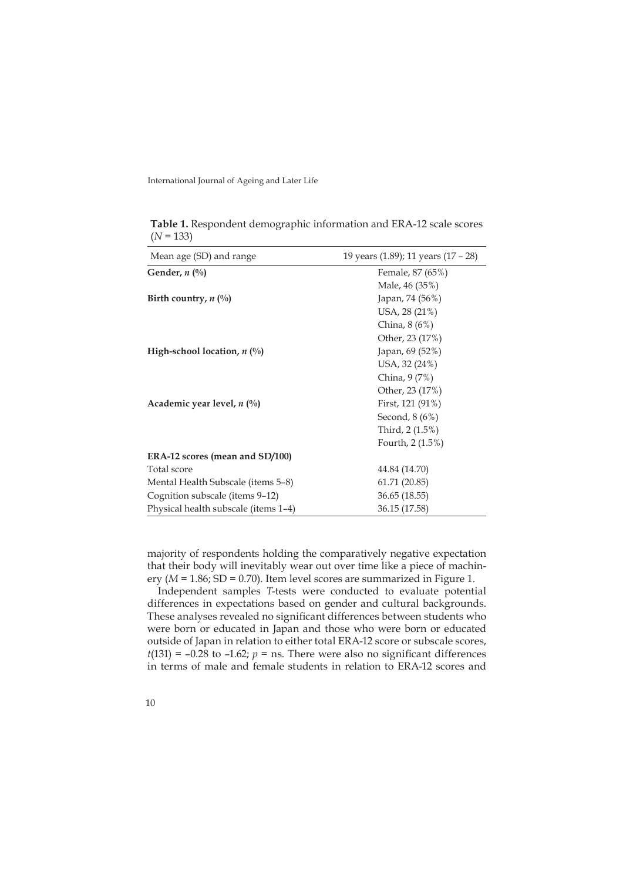**Table 1.** Respondent demographic information and ERA-12 scale scores ($N$ = 133)

| Mean age (SD) and range | 19 years (1.89); 11 years (17 – 28) |
|---|---|
| **Gender, *n* (%)** | Female, 87 (65%) |
| | Male, 46 (35%) |
| **Birth country, *n* (%)** | Japan, 74 (56%) |
| | USA, 28 (21%) |
| | China, 8 (6%) |
| | Other, 23 (17%) |
| **High-school location, *n* (%)** | Japan, 69 (52%) |
| | USA, 32 (24%) |
| | China, 9 (7%) |
| | Other, 23 (17%) |
| **Academic year level, *n* (%)** | First, 121 (91%) |
| | Second, 8 (6%) |
| | Third, 2 (1.5%) |
| | Fourth, 2 (1.5%) |
| **ERA-12 scores (mean and SD/100)** | |
| Total score | 44.84 (14.70) |
| Mental Health Subscale (items 5–8) | 61.71 (20.85) |
| Cognition subscale (items 9–12) | 36.65 (18.55) |
| Physical health subscale (items 1–4) | 36.15 (17.58) |

majority of respondents holding the comparatively negative expectation that their body will inevitably wear out over time like a piece of machinery ($M$ = 1.86; SD = 0.70). Item level scores are summarized in Figure 1.

Independent samples *T*-tests were conducted to evaluate potential differences in expectations based on gender and cultural backgrounds. These analyses revealed no significant differences between students who were born or educated in Japan and those who were born or educated outside of Japan in relation to either total ERA-12 score or subscale scores, $t(131) = -0.28$ to $-1.62$; $p$ = ns. There were also no significant differences in terms of male and female students in relation to ERA-12 scores and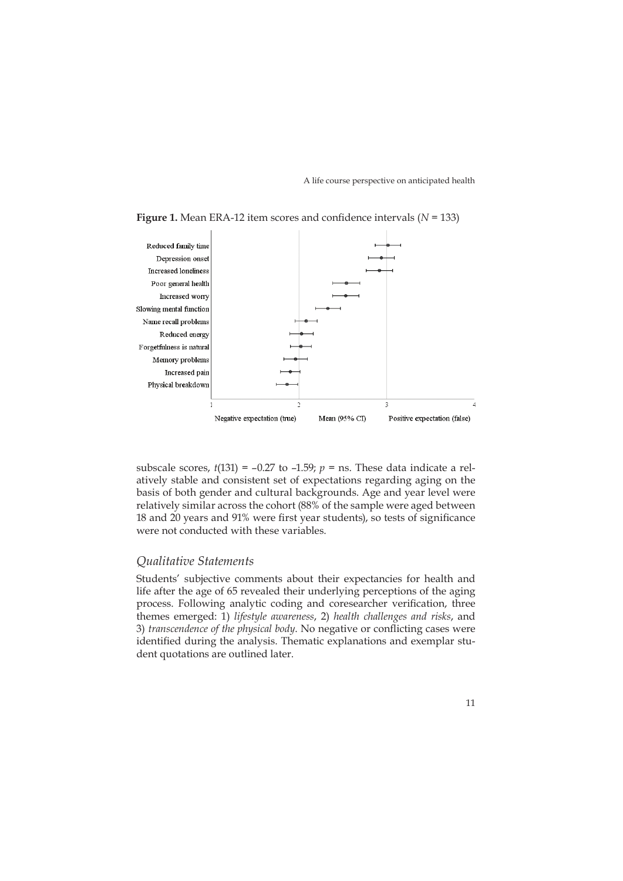**Figure 1.** Mean ERA-12 item scores and confidence intervals ($N$ = 133)

subscale scores, $t(131) = -0.27$ to $-1.59$; $p$ = ns. These data indicate a relatively stable and consistent set of expectations regarding aging on the basis of both gender and cultural backgrounds. Age and year level were relatively similar across the cohort (88% of the sample were aged between 18 and 20 years and 91% were first year students), so tests of significance were not conducted with these variables.

## *Qualitative Statements*

Students' subjective comments about their expectancies for health and life after the age of 65 revealed their underlying perceptions of the aging process. Following analytic coding and coresearcher verification, three themes emerged: 1) *lifestyle awareness*, 2) *health challenges and risks*, and 3) *transcendence of the physical body*. No negative or conflicting cases were identified during the analysis. Thematic explanations and exemplar student quotations are outlined later.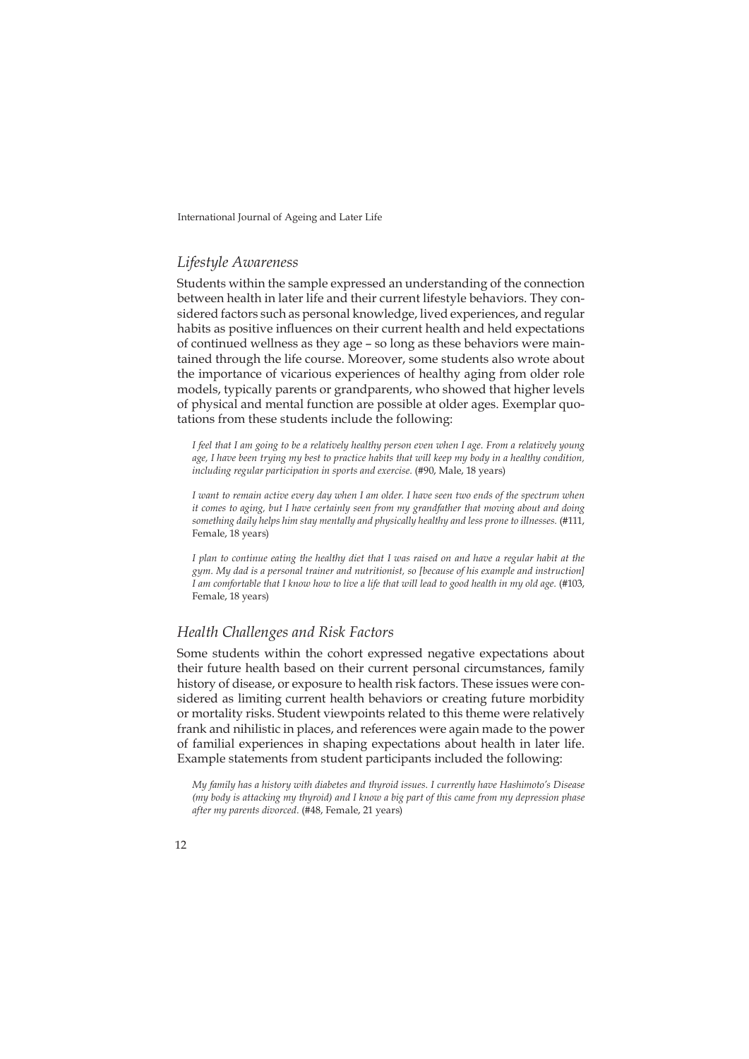### *Lifestyle Awareness*

Students within the sample expressed an understanding of the connection between health in later life and their current lifestyle behaviors. They considered factors such as personal knowledge, lived experiences, and regular habits as positive influences on their current health and held expectations of continued wellness as they age – so long as these behaviors were maintained through the life course. Moreover, some students also wrote about the importance of vicarious experiences of healthy aging from older role models, typically parents or grandparents, who showed that higher levels of physical and mental function are possible at older ages. Exemplar quotations from these students include the following:

> *I feel that I am going to be a relatively healthy person even when I age. From a relatively young age, I have been trying my best to practice habits that will keep my body in a healthy condition, including regular participation in sports and exercise.* (#90, Male, 18 years)

> *I want to remain active every day when I am older. I have seen two ends of the spectrum when it comes to aging, but I have certainly seen from my grandfather that moving about and doing something daily helps him stay mentally and physically healthy and less prone to illnesses.* (#111, Female, 18 years)

> *I plan to continue eating the healthy diet that I was raised on and have a regular habit at the gym. My dad is a personal trainer and nutritionist, so [because of his example and instruction] I am comfortable that I know how to live a life that will lead to good health in my old age.* (#103, Female, 18 years)

### *Health Challenges and Risk Factors*

Some students within the cohort expressed negative expectations about their future health based on their current personal circumstances, family history of disease, or exposure to health risk factors. These issues were considered as limiting current health behaviors or creating future morbidity or mortality risks. Student viewpoints related to this theme were relatively frank and nihilistic in places, and references were again made to the power of familial experiences in shaping expectations about health in later life. Example statements from student participants included the following:

> *My family has a history with diabetes and thyroid issues. I currently have Hashimoto's Disease (my body is attacking my thyroid) and I know a big part of this came from my depression phase after my parents divorced.* (#48, Female, 21 years)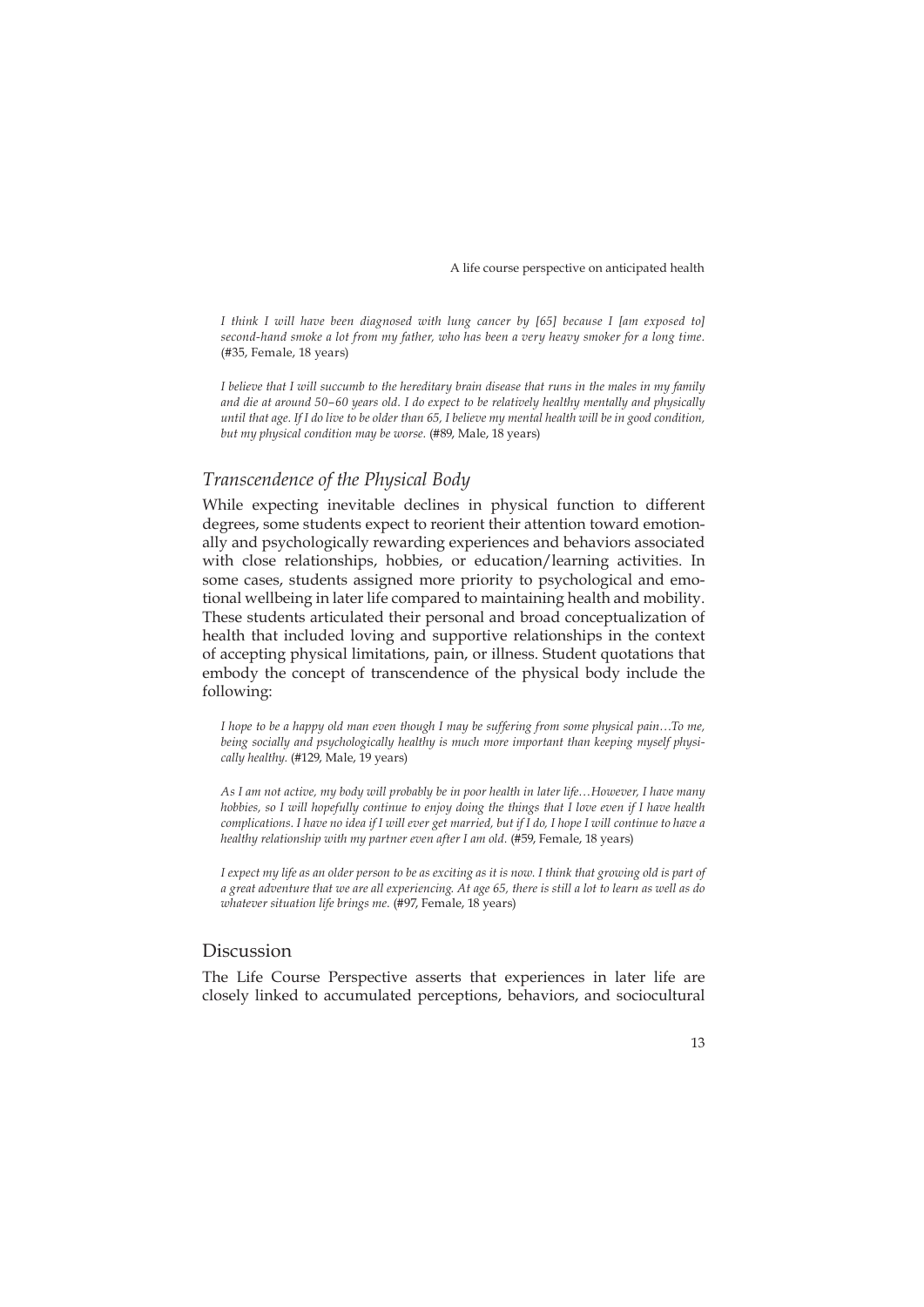*I think I will have been diagnosed with lung cancer by [65] because I [am exposed to] second-hand smoke a lot from my father, who has been a very heavy smoker for a long time.* (#35, Female, 18 years)

*I believe that I will succumb to the hereditary brain disease that runs in the males in my family and die at around 50–60 years old. I do expect to be relatively healthy mentally and physically until that age. If I do live to be older than 65, I believe my mental health will be in good condition, but my physical condition may be worse.* (#89, Male, 18 years)

### *Transcendence of the Physical Body*

While expecting inevitable declines in physical function to different degrees, some students expect to reorient their attention toward emotionally and psychologically rewarding experiences and behaviors associated with close relationships, hobbies, or education/learning activities. In some cases, students assigned more priority to psychological and emotional wellbeing in later life compared to maintaining health and mobility. These students articulated their personal and broad conceptualization of health that included loving and supportive relationships in the context of accepting physical limitations, pain, or illness. Student quotations that embody the concept of transcendence of the physical body include the following:

*I hope to be a happy old man even though I may be suffering from some physical pain…To me, being socially and psychologically healthy is much more important than keeping myself physically healthy.* (#129, Male, 19 years)

*As I am not active, my body will probably be in poor health in later life…However, I have many hobbies, so I will hopefully continue to enjoy doing the things that I love even if I have health complications. I have no idea if I will ever get married, but if I do, I hope I will continue to have a healthy relationship with my partner even after I am old.* (#59, Female, 18 years)

*I expect my life as an older person to be as exciting as it is now. I think that growing old is part of a great adventure that we are all experiencing. At age 65, there is still a lot to learn as well as do whatever situation life brings me.* (#97, Female, 18 years)

## Discussion

The Life Course Perspective asserts that experiences in later life are closely linked to accumulated perceptions, behaviors, and sociocultural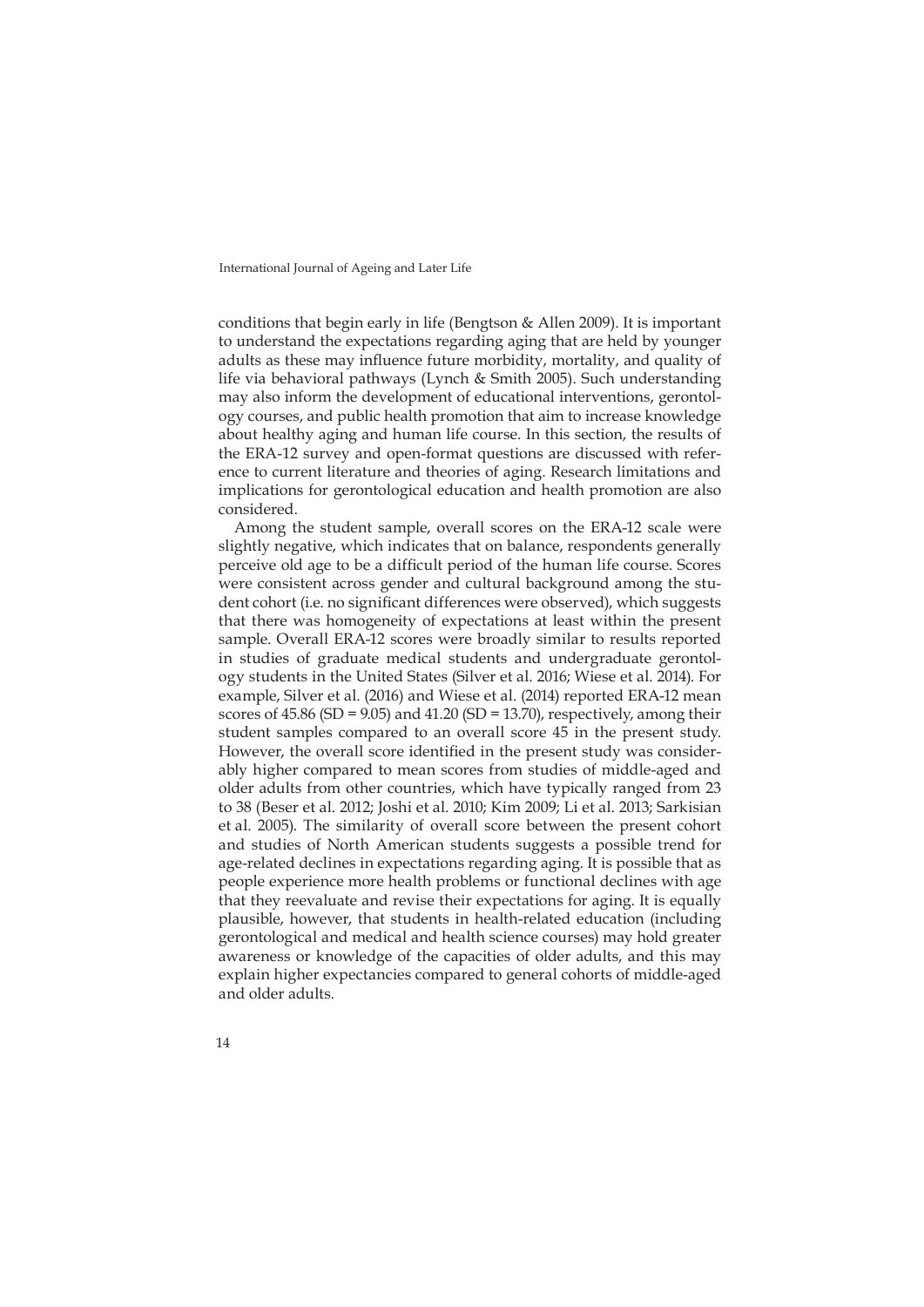conditions that begin early in life (Bengtson & Allen 2009). It is important to understand the expectations regarding aging that are held by younger adults as these may influence future morbidity, mortality, and quality of life via behavioral pathways (Lynch & Smith 2005). Such understanding may also inform the development of educational interventions, gerontology courses, and public health promotion that aim to increase knowledge about healthy aging and human life course. In this section, the results of the ERA-12 survey and open-format questions are discussed with reference to current literature and theories of aging. Research limitations and implications for gerontological education and health promotion are also considered.

Among the student sample, overall scores on the ERA-12 scale were slightly negative, which indicates that on balance, respondents generally perceive old age to be a difficult period of the human life course. Scores were consistent across gender and cultural background among the student cohort (i.e. no significant differences were observed), which suggests that there was homogeneity of expectations at least within the present sample. Overall ERA-12 scores were broadly similar to results reported in studies of graduate medical students and undergraduate gerontology students in the United States (Silver et al. 2016; Wiese et al. 2014). For example, Silver et al. (2016) and Wiese et al. (2014) reported ERA-12 mean scores of 45.86 (SD = 9.05) and 41.20 (SD = 13.70), respectively, among their student samples compared to an overall score 45 in the present study. However, the overall score identified in the present study was considerably higher compared to mean scores from studies of middle-aged and older adults from other countries, which have typically ranged from 23 to 38 (Beser et al. 2012; Joshi et al. 2010; Kim 2009; Li et al. 2013; Sarkisian et al. 2005). The similarity of overall score between the present cohort and studies of North American students suggests a possible trend for age-related declines in expectations regarding aging. It is possible that as people experience more health problems or functional declines with age that they reevaluate and revise their expectations for aging. It is equally plausible, however, that students in health-related education (including gerontological and medical and health science courses) may hold greater awareness or knowledge of the capacities of older adults, and this may explain higher expectancies compared to general cohorts of middle-aged and older adults.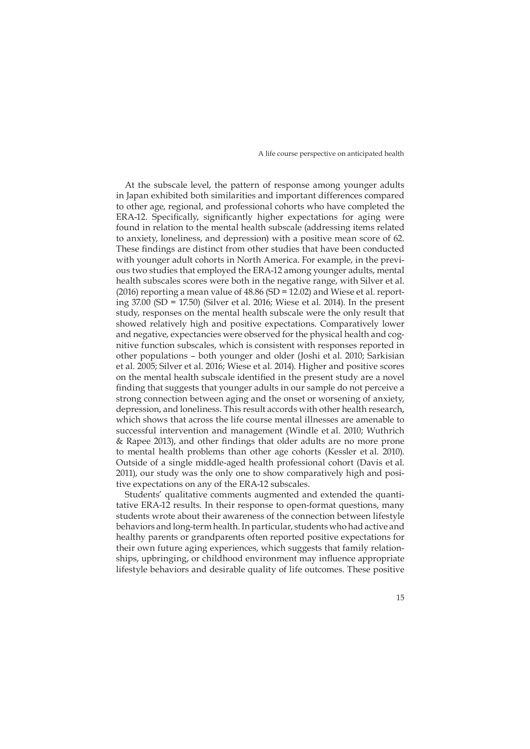At the subscale level, the pattern of response among younger adults in Japan exhibited both similarities and important differences compared to other age, regional, and professional cohorts who have completed the ERA-12. Specifically, significantly higher expectations for aging were found in relation to the mental health subscale (addressing items related to anxiety, loneliness, and depression) with a positive mean score of 62. These findings are distinct from other studies that have been conducted with younger adult cohorts in North America. For example, in the previous two studies that employed the ERA-12 among younger adults, mental health subscales scores were both in the negative range, with Silver et al. (2016) reporting a mean value of 48.86 (SD = 12.02) and Wiese et al. reporting 37.00 (SD = 17.50) (Silver et al. 2016; Wiese et al. 2014). In the present study, responses on the mental health subscale were the only result that showed relatively high and positive expectations. Comparatively lower and negative, expectancies were observed for the physical health and cognitive function subscales, which is consistent with responses reported in other populations – both younger and older (Joshi et al. 2010; Sarkisian et al. 2005; Silver et al. 2016; Wiese et al. 2014). Higher and positive scores on the mental health subscale identified in the present study are a novel finding that suggests that younger adults in our sample do not perceive a strong connection between aging and the onset or worsening of anxiety, depression, and loneliness. This result accords with other health research, which shows that across the life course mental illnesses are amenable to successful intervention and management (Windle et al. 2010; Wuthrich & Rapee 2013), and other findings that older adults are no more prone to mental health problems than other age cohorts (Kessler et al. 2010). Outside of a single middle-aged health professional cohort (Davis et al. 2011), our study was the only one to show comparatively high and positive expectations on any of the ERA-12 subscales.

Students' qualitative comments augmented and extended the quantitative ERA-12 results. In their response to open-format questions, many students wrote about their awareness of the connection between lifestyle behaviors and long-term health. In particular, students who had active and healthy parents or grandparents often reported positive expectations for their own future aging experiences, which suggests that family relationships, upbringing, or childhood environment may influence appropriate lifestyle behaviors and desirable quality of life outcomes. These positive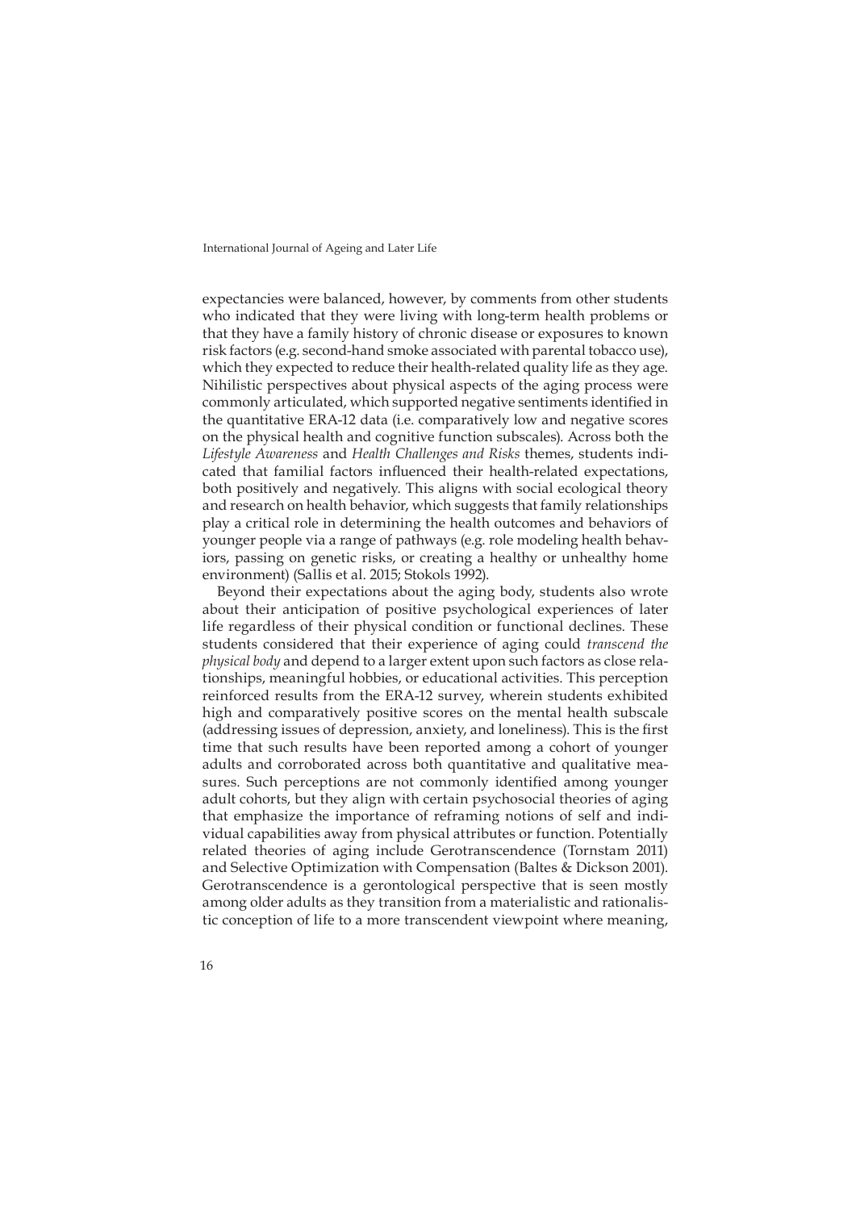expectancies were balanced, however, by comments from other students who indicated that they were living with long-term health problems or that they have a family history of chronic disease or exposures to known risk factors (e.g. second-hand smoke associated with parental tobacco use), which they expected to reduce their health-related quality life as they age. Nihilistic perspectives about physical aspects of the aging process were commonly articulated, which supported negative sentiments identified in the quantitative ERA-12 data (i.e. comparatively low and negative scores on the physical health and cognitive function subscales). Across both the *Lifestyle Awareness* and *Health Challenges and Risks* themes, students indicated that familial factors influenced their health-related expectations, both positively and negatively. This aligns with social ecological theory and research on health behavior, which suggests that family relationships play a critical role in determining the health outcomes and behaviors of younger people via a range of pathways (e.g. role modeling health behaviors, passing on genetic risks, or creating a healthy or unhealthy home environment) (Sallis et al. 2015; Stokols 1992).

Beyond their expectations about the aging body, students also wrote about their anticipation of positive psychological experiences of later life regardless of their physical condition or functional declines. These students considered that their experience of aging could *transcend the physical body* and depend to a larger extent upon such factors as close relationships, meaningful hobbies, or educational activities. This perception reinforced results from the ERA-12 survey, wherein students exhibited high and comparatively positive scores on the mental health subscale (addressing issues of depression, anxiety, and loneliness). This is the first time that such results have been reported among a cohort of younger adults and corroborated across both quantitative and qualitative measures. Such perceptions are not commonly identified among younger adult cohorts, but they align with certain psychosocial theories of aging that emphasize the importance of reframing notions of self and individual capabilities away from physical attributes or function. Potentially related theories of aging include Gerotranscendence (Tornstam 2011) and Selective Optimization with Compensation (Baltes & Dickson 2001). Gerotranscendence is a gerontological perspective that is seen mostly among older adults as they transition from a materialistic and rationalistic conception of life to a more transcendent viewpoint where meaning,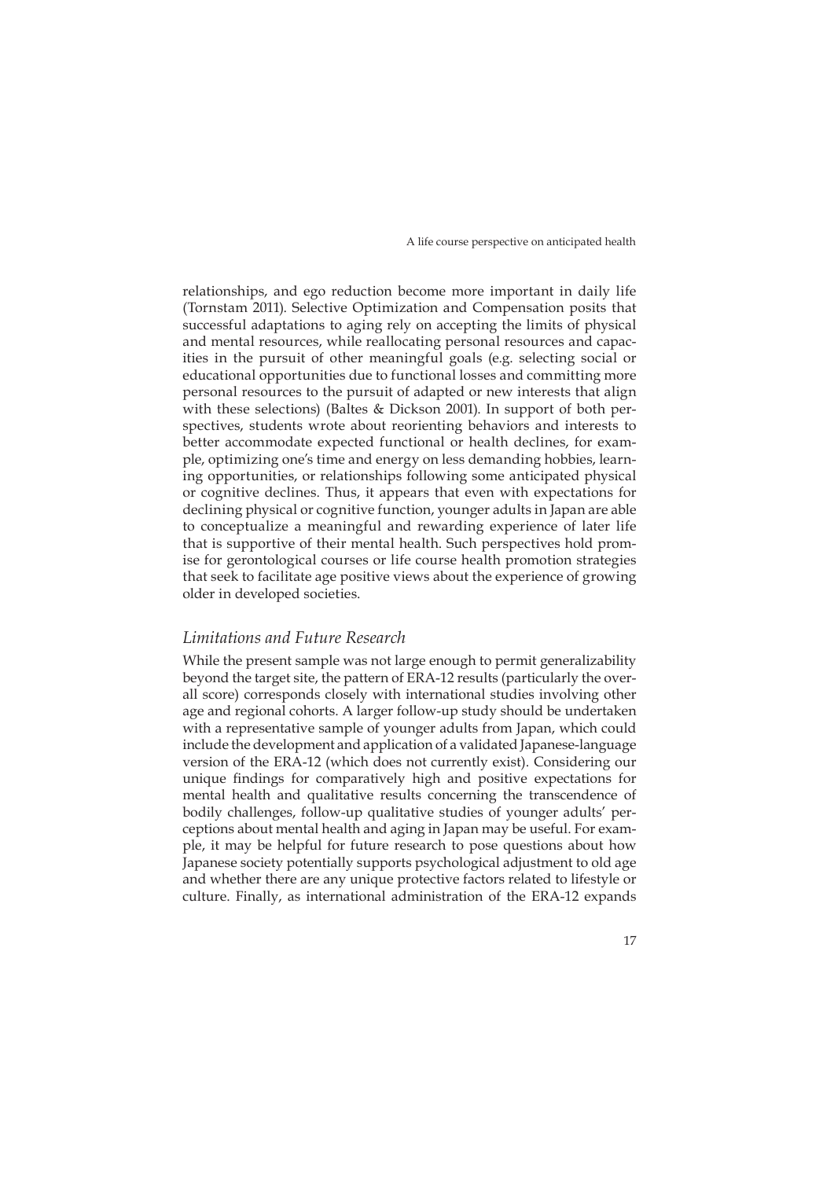relationships, and ego reduction become more important in daily life (Tornstam 2011). Selective Optimization and Compensation posits that successful adaptations to aging rely on accepting the limits of physical and mental resources, while reallocating personal resources and capacities in the pursuit of other meaningful goals (e.g. selecting social or educational opportunities due to functional losses and committing more personal resources to the pursuit of adapted or new interests that align with these selections) (Baltes & Dickson 2001). In support of both perspectives, students wrote about reorienting behaviors and interests to better accommodate expected functional or health declines, for example, optimizing one's time and energy on less demanding hobbies, learning opportunities, or relationships following some anticipated physical or cognitive declines. Thus, it appears that even with expectations for declining physical or cognitive function, younger adults in Japan are able to conceptualize a meaningful and rewarding experience of later life that is supportive of their mental health. Such perspectives hold promise for gerontological courses or life course health promotion strategies that seek to facilitate age positive views about the experience of growing older in developed societies.

### *Limitations and Future Research*

While the present sample was not large enough to permit generalizability beyond the target site, the pattern of ERA-12 results (particularly the overall score) corresponds closely with international studies involving other age and regional cohorts. A larger follow-up study should be undertaken with a representative sample of younger adults from Japan, which could include the development and application of a validated Japanese-language version of the ERA-12 (which does not currently exist). Considering our unique findings for comparatively high and positive expectations for mental health and qualitative results concerning the transcendence of bodily challenges, follow-up qualitative studies of younger adults' perceptions about mental health and aging in Japan may be useful. For example, it may be helpful for future research to pose questions about how Japanese society potentially supports psychological adjustment to old age and whether there are any unique protective factors related to lifestyle or culture. Finally, as international administration of the ERA-12 expands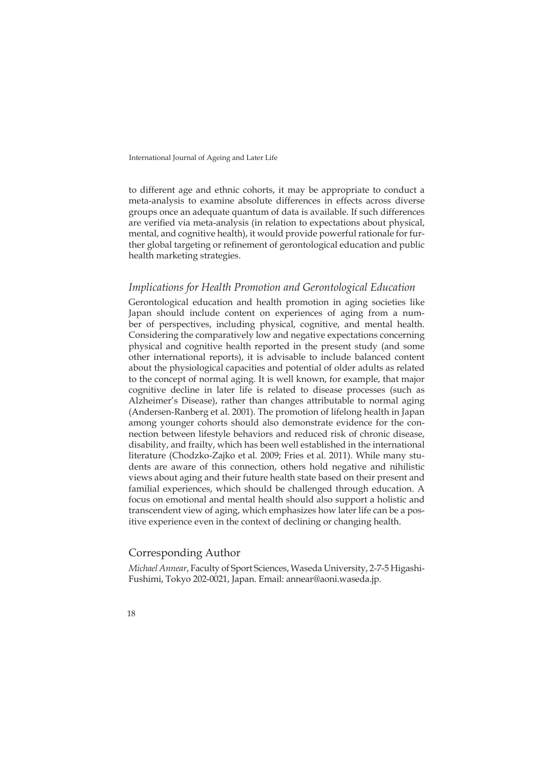to different age and ethnic cohorts, it may be appropriate to conduct a meta-analysis to examine absolute differences in effects across diverse groups once an adequate quantum of data is available. If such differences are verified via meta-analysis (in relation to expectations about physical, mental, and cognitive health), it would provide powerful rationale for further global targeting or refinement of gerontological education and public health marketing strategies.

### *Implications for Health Promotion and Gerontological Education*

Gerontological education and health promotion in aging societies like Japan should include content on experiences of aging from a number of perspectives, including physical, cognitive, and mental health. Considering the comparatively low and negative expectations concerning physical and cognitive health reported in the present study (and some other international reports), it is advisable to include balanced content about the physiological capacities and potential of older adults as related to the concept of normal aging. It is well known, for example, that major cognitive decline in later life is related to disease processes (such as Alzheimer's Disease), rather than changes attributable to normal aging (Andersen-Ranberg et al. 2001). The promotion of lifelong health in Japan among younger cohorts should also demonstrate evidence for the connection between lifestyle behaviors and reduced risk of chronic disease, disability, and frailty, which has been well established in the international literature (Chodzko-Zajko et al. 2009; Fries et al. 2011). While many students are aware of this connection, others hold negative and nihilistic views about aging and their future health state based on their present and familial experiences, which should be challenged through education. A focus on emotional and mental health should also support a holistic and transcendent view of aging, which emphasizes how later life can be a positive experience even in the context of declining or changing health.

## Corresponding Author

*Michael Annear*, Faculty of Sport Sciences, Waseda University, 2-7-5 Higashi-Fushimi, Tokyo 202-0021, Japan. Email: annear@aoni.waseda.jp.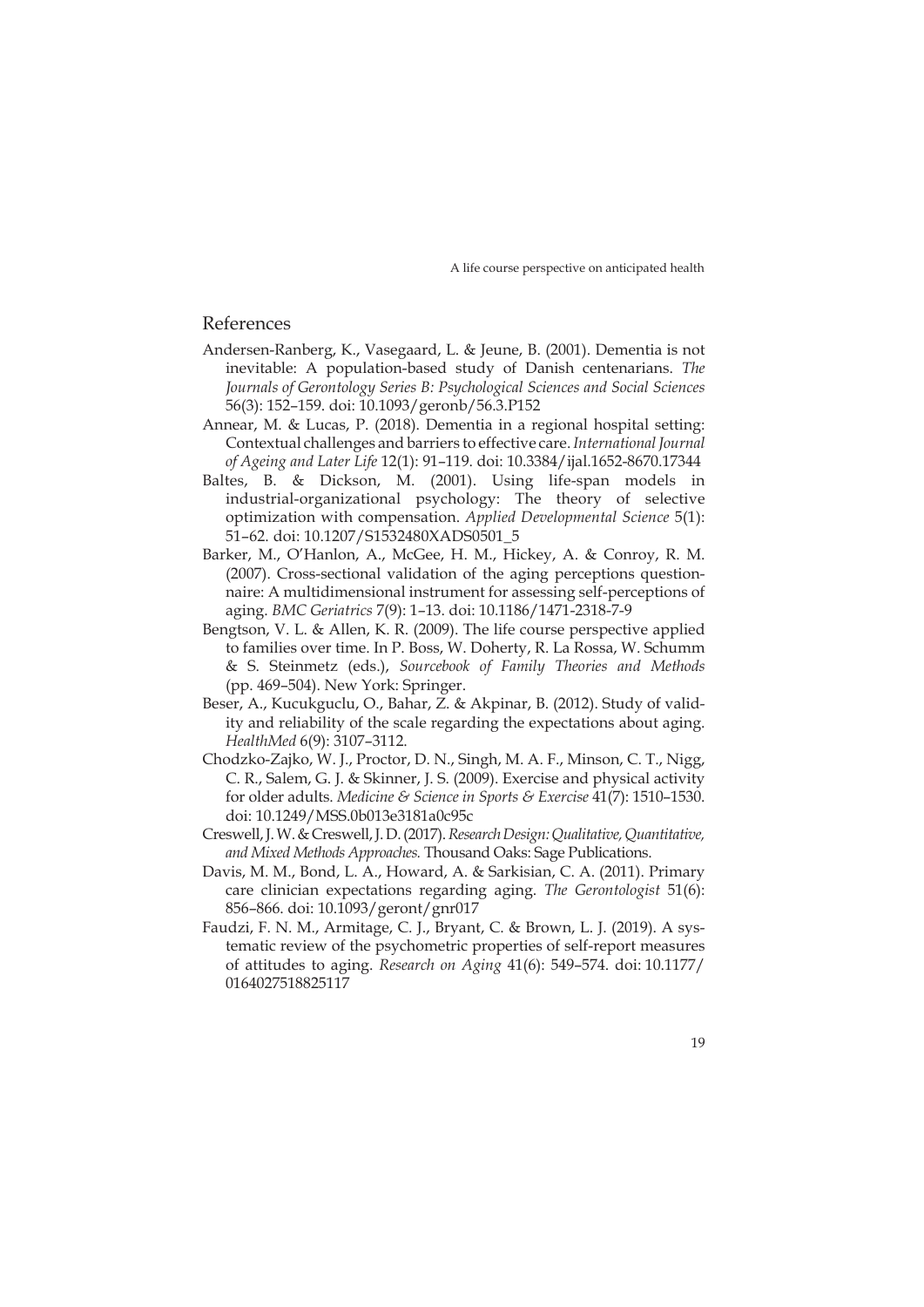## References

Andersen-Ranberg, K., Vasegaard, L. & Jeune, B. (2001). Dementia is not inevitable: A population-based study of Danish centenarians. *The Journals of Gerontology Series B: Psychological Sciences and Social Sciences* 56(3): 152–159. doi: 10.1093/geronb/56.3.P152

Annear, M. & Lucas, P. (2018). Dementia in a regional hospital setting: Contextual challenges and barriers to effective care. *International Journal of Ageing and Later Life* 12(1): 91–119. doi: 10.3384/ijal.1652-8670.17344

Baltes, B. & Dickson, M. (2001). Using life-span models in industrial-organizational psychology: The theory of selective optimization with compensation. *Applied Developmental Science* 5(1): 51–62. doi: 10.1207/S1532480XADS0501_5

Barker, M., O'Hanlon, A., McGee, H. M., Hickey, A. & Conroy, R. M. (2007). Cross-sectional validation of the aging perceptions questionnaire: A multidimensional instrument for assessing self-perceptions of aging. *BMC Geriatrics* 7(9): 1–13. doi: 10.1186/1471-2318-7-9

Bengtson, V. L. & Allen, K. R. (2009). The life course perspective applied to families over time. In P. Boss, W. Doherty, R. La Rossa, W. Schumm & S. Steinmetz (eds.), *Sourcebook of Family Theories and Methods* (pp. 469–504). New York: Springer.

Beser, A., Kucukguclu, O., Bahar, Z. & Akpinar, B. (2012). Study of validity and reliability of the scale regarding the expectations about aging. *HealthMed* 6(9): 3107–3112.

Chodzko-Zajko, W. J., Proctor, D. N., Singh, M. A. F., Minson, C. T., Nigg, C. R., Salem, G. J. & Skinner, J. S. (2009). Exercise and physical activity for older adults. *Medicine & Science in Sports & Exercise* 41(7): 1510–1530. doi: 10.1249/MSS.0b013e3181a0c95c

Creswell, J. W. & Creswell, J. D. (2017). *Research Design: Qualitative, Quantitative, and Mixed Methods Approaches.* Thousand Oaks: Sage Publications.

Davis, M. M., Bond, L. A., Howard, A. & Sarkisian, C. A. (2011). Primary care clinician expectations regarding aging. *The Gerontologist* 51(6): 856–866. doi: 10.1093/geront/gnr017

Faudzi, F. N. M., Armitage, C. J., Bryant, C. & Brown, L. J. (2019). A systematic review of the psychometric properties of self-report measures of attitudes to aging. *Research on Aging* 41(6): 549–574. doi: 10.1177/0164027518825117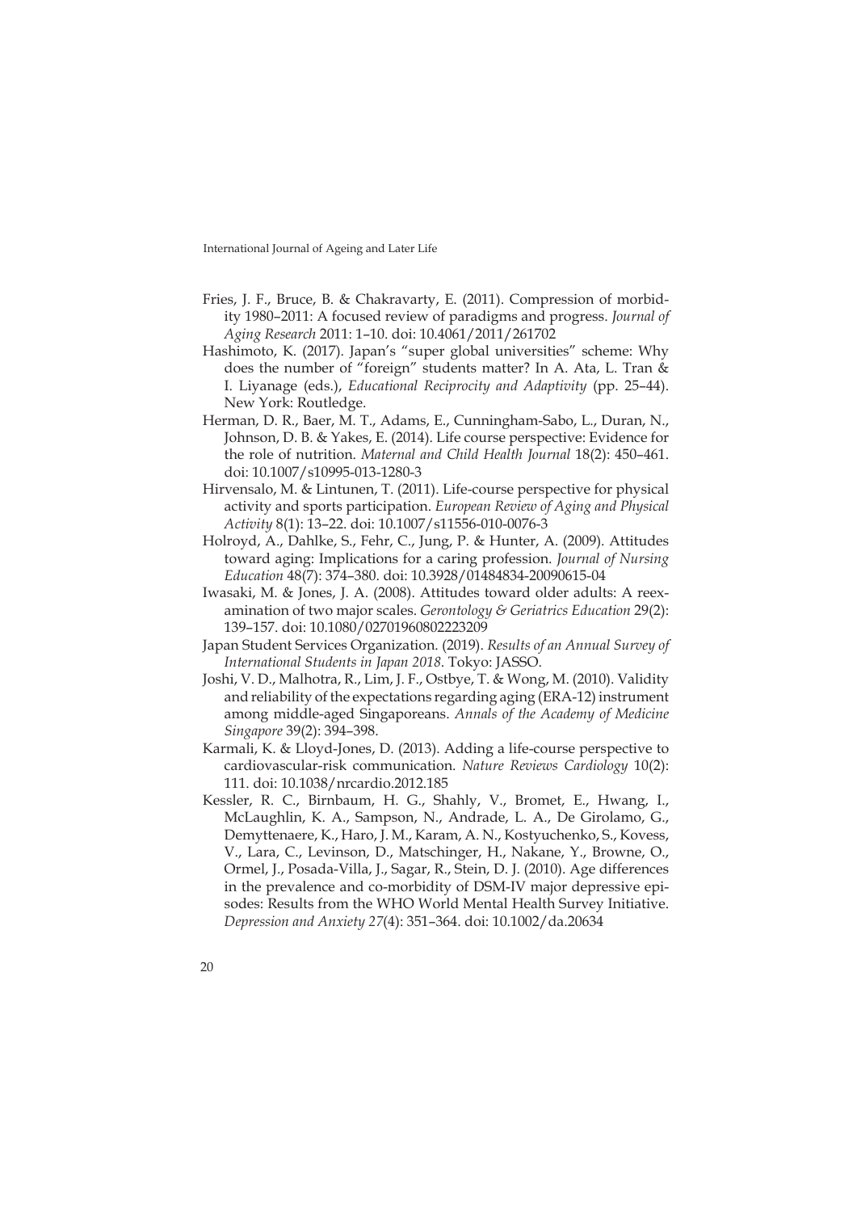Fries, J. F., Bruce, B. & Chakravarty, E. (2011). Compression of morbidity 1980–2011: A focused review of paradigms and progress. *Journal of Aging Research* 2011: 1–10. doi: 10.4061/2011/261702

Hashimoto, K. (2017). Japan's "super global universities" scheme: Why does the number of "foreign" students matter? In A. Ata, L. Tran & I. Liyanage (eds.), *Educational Reciprocity and Adaptivity* (pp. 25–44). New York: Routledge.

Herman, D. R., Baer, M. T., Adams, E., Cunningham-Sabo, L., Duran, N., Johnson, D. B. & Yakes, E. (2014). Life course perspective: Evidence for the role of nutrition. *Maternal and Child Health Journal* 18(2): 450–461. doi: 10.1007/s10995-013-1280-3

Hirvensalo, M. & Lintunen, T. (2011). Life-course perspective for physical activity and sports participation. *European Review of Aging and Physical Activity* 8(1): 13–22. doi: 10.1007/s11556-010-0076-3

Holroyd, A., Dahlke, S., Fehr, C., Jung, P. & Hunter, A. (2009). Attitudes toward aging: Implications for a caring profession. *Journal of Nursing Education* 48(7): 374–380. doi: 10.3928/01484834-20090615-04

Iwasaki, M. & Jones, J. A. (2008). Attitudes toward older adults: A reexamination of two major scales. *Gerontology & Geriatrics Education* 29(2): 139–157. doi: 10.1080/02701960802223209

Japan Student Services Organization. (2019). *Results of an Annual Survey of International Students in Japan 2018*. Tokyo: JASSO.

Joshi, V. D., Malhotra, R., Lim, J. F., Ostbye, T. & Wong, M. (2010). Validity and reliability of the expectations regarding aging (ERA-12) instrument among middle-aged Singaporeans. *Annals of the Academy of Medicine Singapore* 39(2): 394–398.

Karmali, K. & Lloyd-Jones, D. (2013). Adding a life-course perspective to cardiovascular-risk communication. *Nature Reviews Cardiology* 10(2): 111. doi: 10.1038/nrcardio.2012.185

Kessler, R. C., Birnbaum, H. G., Shahly, V., Bromet, E., Hwang, I., McLaughlin, K. A., Sampson, N., Andrade, L. A., De Girolamo, G., Demyttenaere, K., Haro, J. M., Karam, A. N., Kostyuchenko, S., Kovess, V., Lara, C., Levinson, D., Matschinger, H., Nakane, Y., Browne, O., Ormel, J., Posada-Villa, J., Sagar, R., Stein, D. J. (2010). Age differences in the prevalence and co-morbidity of DSM-IV major depressive episodes: Results from the WHO World Mental Health Survey Initiative. *Depression and Anxiety 27*(4): 351–364. doi: 10.1002/da.20634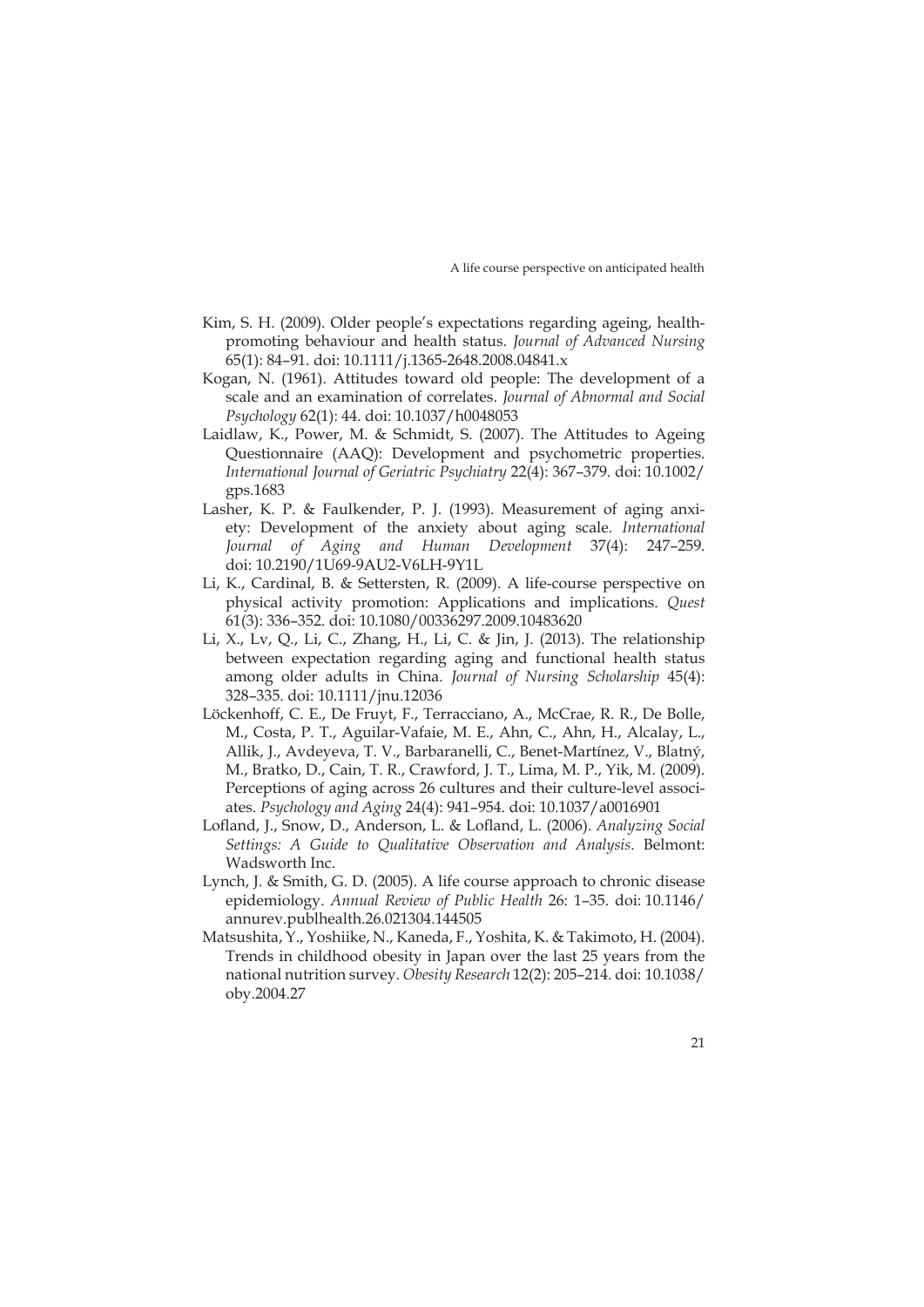Kim, S. H. (2009). Older people's expectations regarding ageing, health-promoting behaviour and health status. *Journal of Advanced Nursing* 65(1): 84–91. doi: 10.1111/j.1365-2648.2008.04841.x

Kogan, N. (1961). Attitudes toward old people: The development of a scale and an examination of correlates. *Journal of Abnormal and Social Psychology* 62(1): 44. doi: 10.1037/h0048053

Laidlaw, K., Power, M. & Schmidt, S. (2007). The Attitudes to Ageing Questionnaire (AAQ): Development and psychometric properties. *International Journal of Geriatric Psychiatry* 22(4): 367–379. doi: 10.1002/gps.1683

Lasher, K. P. & Faulkender, P. J. (1993). Measurement of aging anxiety: Development of the anxiety about aging scale. *International Journal of Aging and Human Development* 37(4): 247–259. doi: 10.2190/1U69-9AU2-V6LH-9Y1L

Li, K., Cardinal, B. & Settersten, R. (2009). A life-course perspective on physical activity promotion: Applications and implications. *Quest* 61(3): 336–352. doi: 10.1080/00336297.2009.10483620

Li, X., Lv, Q., Li, C., Zhang, H., Li, C. & Jin, J. (2013). The relationship between expectation regarding aging and functional health status among older adults in China. *Journal of Nursing Scholarship* 45(4): 328–335. doi: 10.1111/jnu.12036

Löckenhoff, C. E., De Fruyt, F., Terracciano, A., McCrae, R. R., De Bolle, M., Costa, P. T., Aguilar-Vafaie, M. E., Ahn, C., Ahn, H., Alcalay, L., Allik, J., Avdeyeva, T. V., Barbaranelli, C., Benet-Martínez, V., Blatný, M., Bratko, D., Cain, T. R., Crawford, J. T., Lima, M. P., Yik, M. (2009). Perceptions of aging across 26 cultures and their culture-level associates. *Psychology and Aging* 24(4): 941–954. doi: 10.1037/a0016901

Lofland, J., Snow, D., Anderson, L. & Lofland, L. (2006). *Analyzing Social Settings: A Guide to Qualitative Observation and Analysis*. Belmont: Wadsworth Inc.

Lynch, J. & Smith, G. D. (2005). A life course approach to chronic disease epidemiology. *Annual Review of Public Health* 26: 1–35. doi: 10.1146/annurev.publhealth.26.021304.144505

Matsushita, Y., Yoshiike, N., Kaneda, F., Yoshita, K. & Takimoto, H. (2004). Trends in childhood obesity in Japan over the last 25 years from the national nutrition survey. *Obesity Research* 12(2): 205–214. doi: 10.1038/oby.2004.27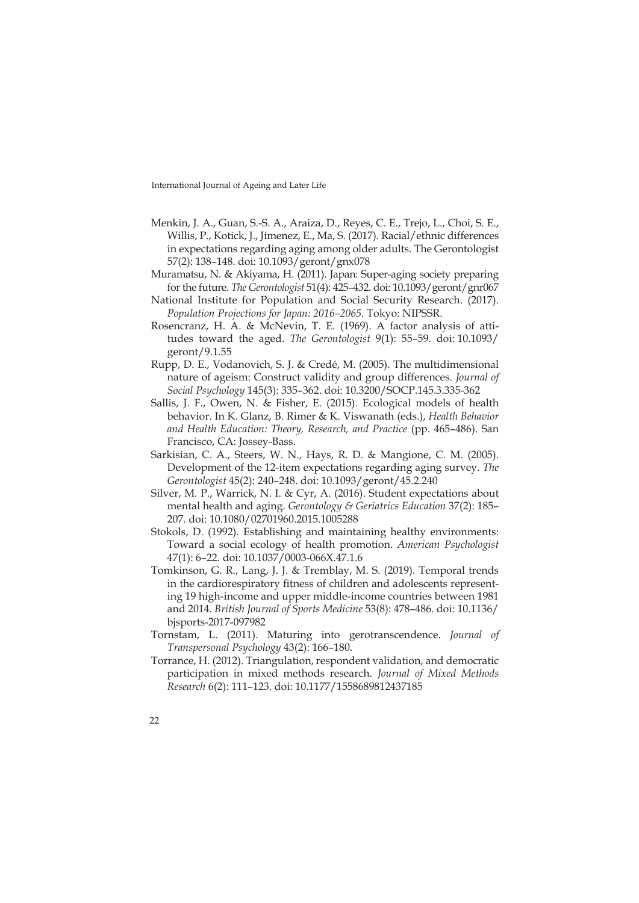Menkin, J. A., Guan, S.-S. A., Araiza, D., Reyes, C. E., Trejo, L., Choi, S. E., Willis, P., Kotick, J., Jimenez, E., Ma, S. (2017). Racial/ethnic differences in expectations regarding aging among older adults. The Gerontologist 57(2): 138–148. doi: 10.1093/geront/gnx078

Muramatsu, N. & Akiyama, H. (2011). Japan: Super-aging society preparing for the future. *The Gerontologist* 51(4): 425–432. doi: 10.1093/geront/gnr067

National Institute for Population and Social Security Research. (2017). *Population Projections for Japan: 2016–2065*. Tokyo: NIPSSR.

Rosencranz, H. A. & McNevin, T. E. (1969). A factor analysis of attitudes toward the aged. *The Gerontologist* 9(1): 55–59. doi: 10.1093/geront/9.1.55

Rupp, D. E., Vodanovich, S. J. & Credé, M. (2005). The multidimensional nature of ageism: Construct validity and group differences. *Journal of Social Psychology* 145(3): 335–362. doi: 10.3200/SOCP.145.3.335-362

Sallis, J. F., Owen, N. & Fisher, E. (2015). Ecological models of health behavior. In K. Glanz, B. Rimer & K. Viswanath (eds.), *Health Behavior and Health Education: Theory, Research, and Practice* (pp. 465–486). San Francisco, CA: Jossey-Bass.

Sarkisian, C. A., Steers, W. N., Hays, R. D. & Mangione, C. M. (2005). Development of the 12-item expectations regarding aging survey. *The Gerontologist* 45(2): 240–248. doi: 10.1093/geront/45.2.240

Silver, M. P., Warrick, N. I. & Cyr, A. (2016). Student expectations about mental health and aging. *Gerontology & Geriatrics Education* 37(2): 185–207. doi: 10.1080/02701960.2015.1005288

Stokols, D. (1992). Establishing and maintaining healthy environments: Toward a social ecology of health promotion. *American Psychologist* 47(1): 6–22. doi: 10.1037/0003-066X.47.1.6

Tomkinson, G. R., Lang, J. J. & Tremblay, M. S. (2019). Temporal trends in the cardiorespiratory fitness of children and adolescents representing 19 high-income and upper middle-income countries between 1981 and 2014. *British Journal of Sports Medicine* 53(8): 478–486. doi: 10.1136/bjsports-2017-097982

Tornstam, L. (2011). Maturing into gerotranscendence. *Journal of Transpersonal Psychology* 43(2): 166–180.

Torrance, H. (2012). Triangulation, respondent validation, and democratic participation in mixed methods research. *Journal of Mixed Methods Research* 6(2): 111–123. doi: 10.1177/1558689812437185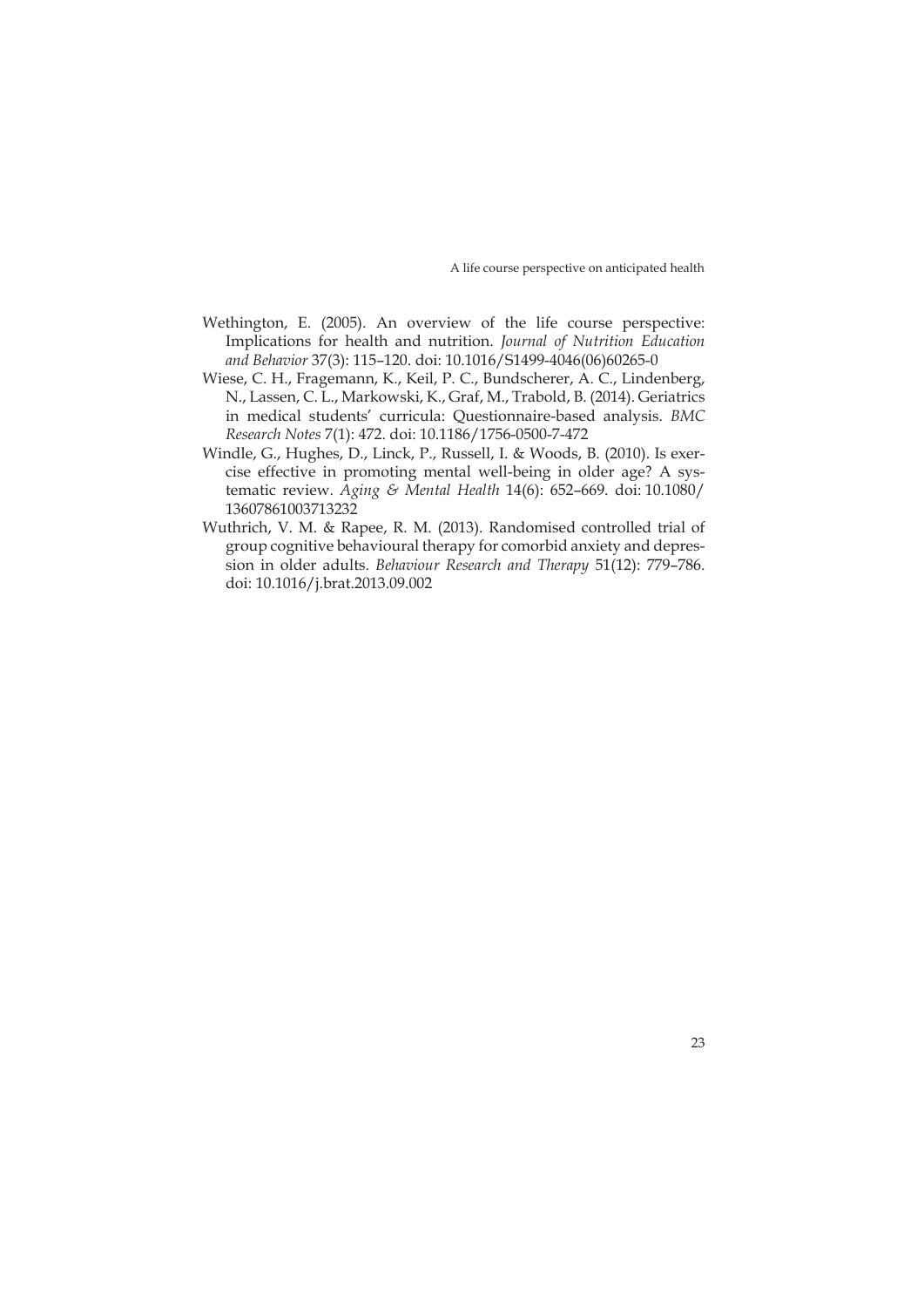Wethington, E. (2005). An overview of the life course perspective: Implications for health and nutrition. *Journal of Nutrition Education and Behavior* 37(3): 115–120. doi: 10.1016/S1499-4046(06)60265-0

Wiese, C. H., Fragemann, K., Keil, P. C., Bundscherer, A. C., Lindenberg, N., Lassen, C. L., Markowski, K., Graf, M., Trabold, B. (2014). Geriatrics in medical students' curricula: Questionnaire-based analysis. *BMC Research Notes* 7(1): 472. doi: 10.1186/1756-0500-7-472

Windle, G., Hughes, D., Linck, P., Russell, I. & Woods, B. (2010). Is exercise effective in promoting mental well-being in older age? A systematic review. *Aging & Mental Health* 14(6): 652–669. doi: 10.1080/13607861003713232

Wuthrich, V. M. & Rapee, R. M. (2013). Randomised controlled trial of group cognitive behavioural therapy for comorbid anxiety and depression in older adults. *Behaviour Research and Therapy* 51(12): 779–786. doi: 10.1016/j.brat.2013.09.002